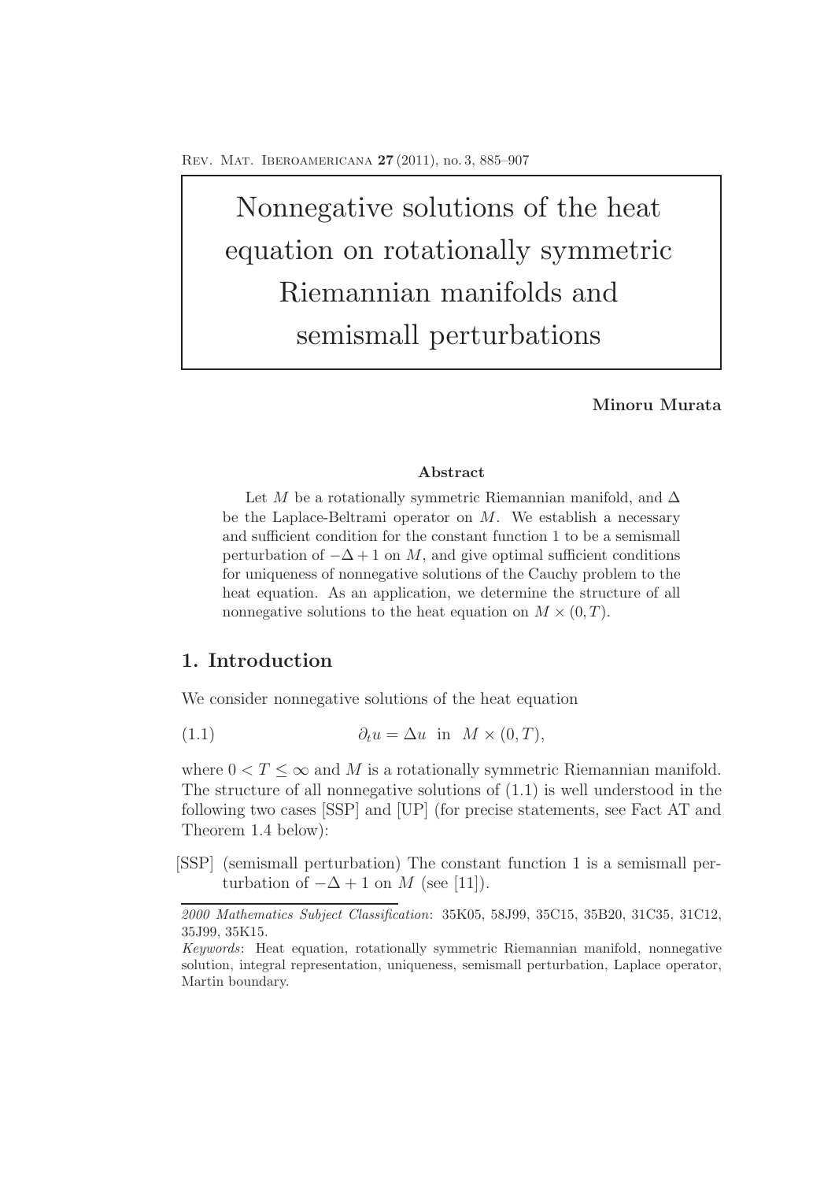# Nonnegative solutions of the heat equation on rotationally symmetric Riemannian manifolds and semismall perturbations

**Minoru Murata**

**Abstract**

Let $M$ be a rotationally symmetric Riemannian manifold, and $\Delta$ be the Laplace-Beltrami operator on $M$. We establish a necessary and sufficient condition for the constant function 1 to be a semismall perturbation of $-\Delta + 1$ on $M$, and give optimal sufficient conditions for uniqueness of nonnegative solutions of the Cauchy problem to the heat equation. As an application, we determine the structure of all nonnegative solutions to the heat equation on $M \times (0, T)$.

## 1. Introduction

We consider nonnegative solutions of the heat equation

$$\partial_t u = \Delta u \quad \text{in} \quad M \times (0, T), \tag{1.1}$$

where $0 < T \leq \infty$ and $M$ is a rotationally symmetric Riemannian manifold. The structure of all nonnegative solutions of (1.1) is well understood in the following two cases [SSP] and [UP] (for precise statements, see Fact AT and Theorem 1.4 below):

[SSP] (semismall perturbation) The constant function 1 is a semismall perturbation of $-\Delta + 1$ on $M$ (see [11]).

*2000 Mathematics Subject Classification*: 35K05, 58J99, 35C15, 35B20, 31C35, 31C12, 35J99, 35K15.

*Keywords*: Heat equation, rotationally symmetric Riemannian manifold, nonnegative solution, integral representation, uniqueness, semismall perturbation, Laplace operator, Martin boundary.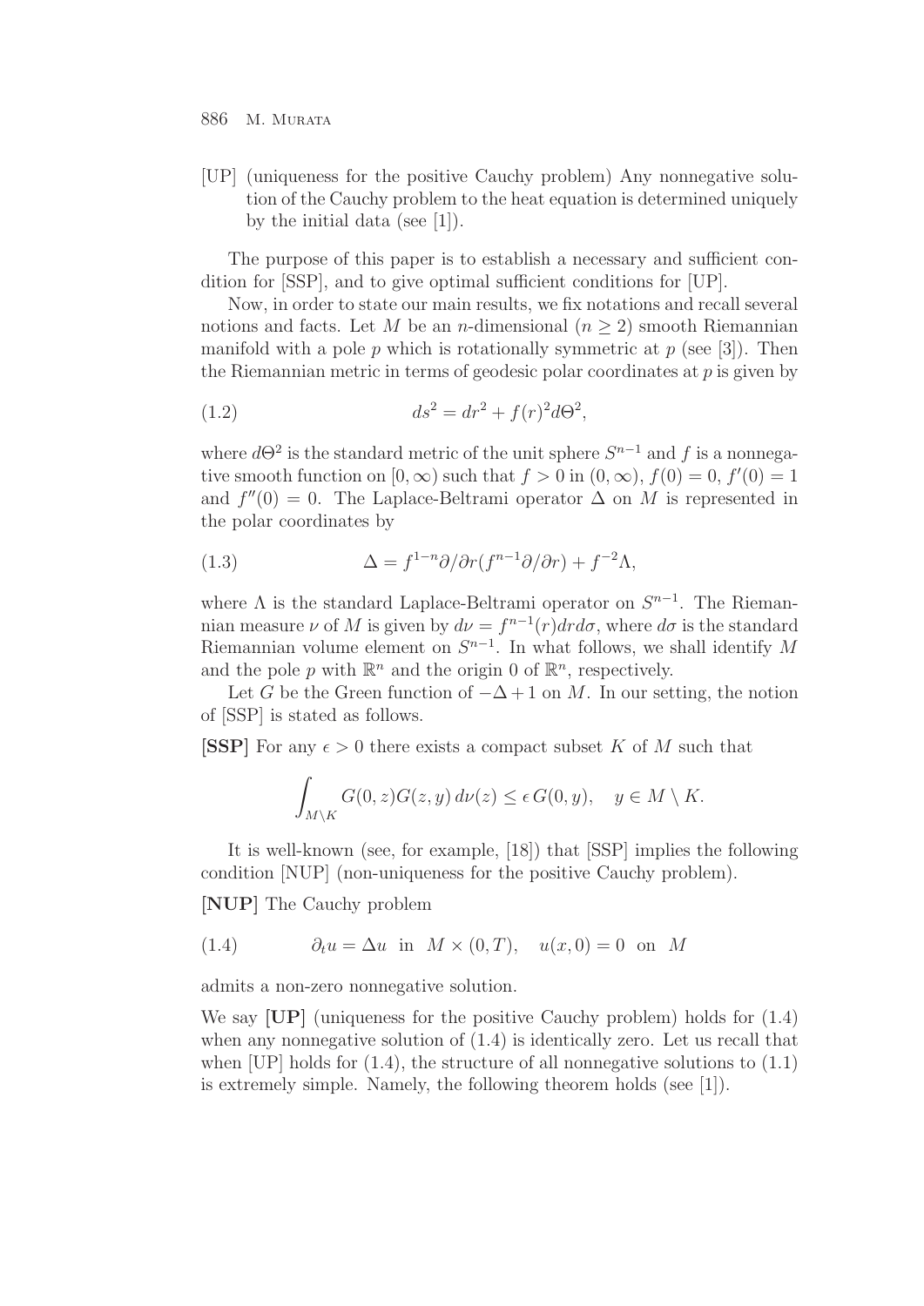[UP] (uniqueness for the positive Cauchy problem) Any nonnegative solution of the Cauchy problem to the heat equation is determined uniquely by the initial data (see [1]).

The purpose of this paper is to establish a necessary and sufficient condition for [SSP], and to give optimal sufficient conditions for [UP].

Now, in order to state our main results, we fix notations and recall several notions and facts. Let $M$ be an $n$-dimensional ($n \geq 2$) smooth Riemannian manifold with a pole $p$ which is rotationally symmetric at $p$ (see [3]). Then the Riemannian metric in terms of geodesic polar coordinates at $p$ is given by

$$ds^2 = dr^2 + f(r)^2 d\Theta^2, \tag{1.2}$$

where $d\Theta^2$ is the standard metric of the unit sphere $S^{n-1}$ and $f$ is a nonnegative smooth function on $[0, \infty)$ such that $f > 0$ in $(0, \infty)$, $f(0) = 0$, $f'(0) = 1$ and $f''(0) = 0$. The Laplace-Beltrami operator $\Delta$ on $M$ is represented in the polar coordinates by

$$\Delta = f^{1-n}\partial/\partial r(f^{n-1}\partial/\partial r) + f^{-2}\Lambda, \tag{1.3}$$

where $\Lambda$ is the standard Laplace-Beltrami operator on $S^{n-1}$. The Riemannian measure $\nu$ of $M$ is given by $d\nu = f^{n-1}(r)drd\sigma$, where $d\sigma$ is the standard Riemannian volume element on $S^{n-1}$. In what follows, we shall identify $M$ and the pole $p$ with $\mathbb{R}^n$ and the origin $0$ of $\mathbb{R}^n$, respectively.

Let $G$ be the Green function of $-\Delta + 1$ on $M$. In our setting, the notion of [SSP] is stated as follows.

**[SSP]** For any $\epsilon > 0$ there exists a compact subset $K$ of $M$ such that

$$\int_{M \setminus K} G(0,z)G(z,y)\, d\nu(z) \leq \epsilon\, G(0,y), \quad y \in M \setminus K.$$

It is well-known (see, for example, [18]) that [SSP] implies the following condition [NUP] (non-uniqueness for the positive Cauchy problem).

**[NUP]** The Cauchy problem

$$\partial_t u = \Delta u \text{ in } M \times (0,T), \quad u(x,0) = 0 \text{ on } M \tag{1.4}$$

admits a non-zero nonnegative solution.

We say **[UP]** (uniqueness for the positive Cauchy problem) holds for (1.4) when any nonnegative solution of (1.4) is identically zero. Let us recall that when [UP] holds for (1.4), the structure of all nonnegative solutions to (1.1) is extremely simple. Namely, the following theorem holds (see [1]).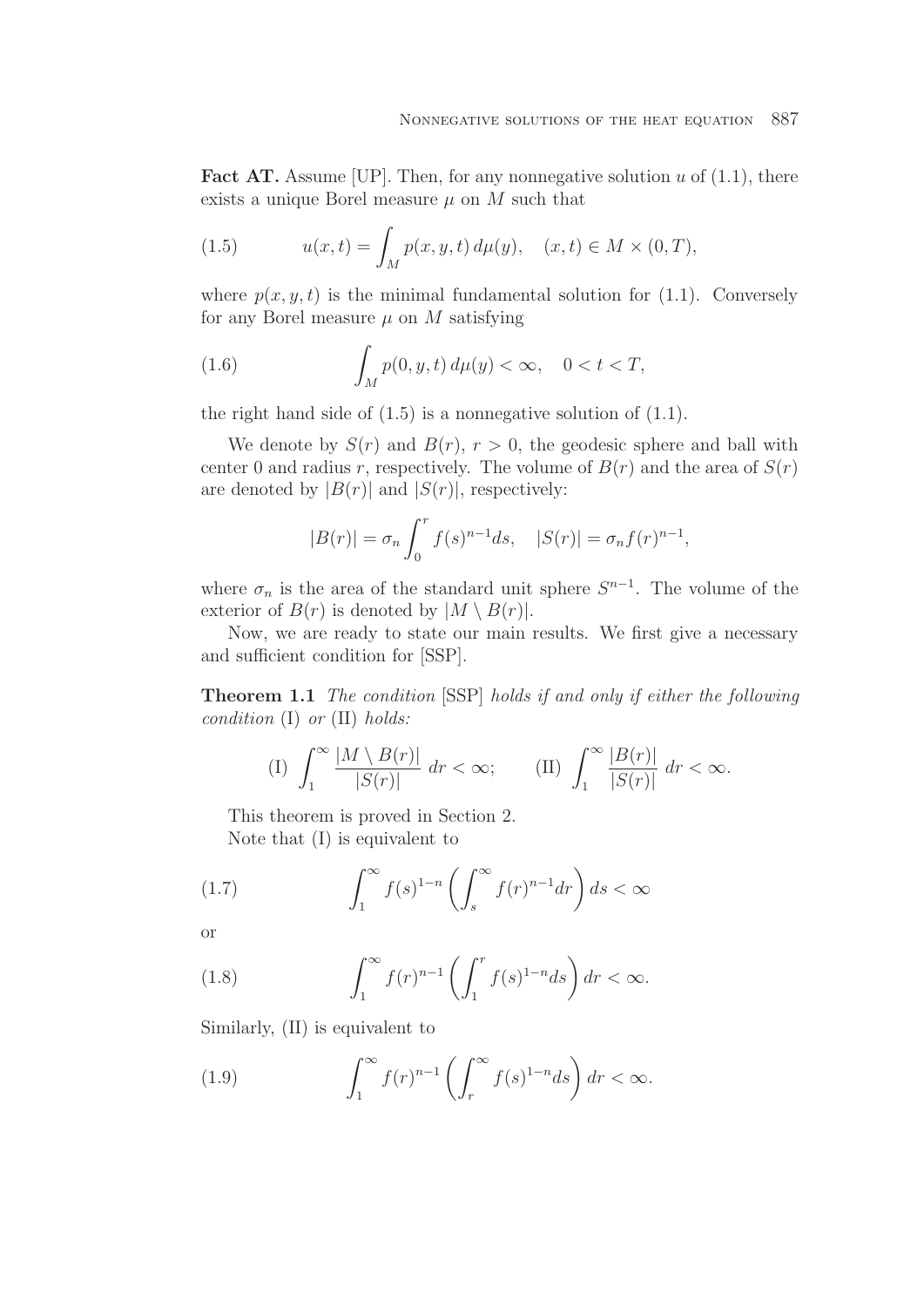**Fact AT.** Assume [UP]. Then, for any nonnegative solution $u$ of (1.1), there exists a unique Borel measure $\mu$ on $M$ such that

$$u(x,t) = \int_M p(x,y,t)\,d\mu(y), \quad (x,t) \in M \times (0,T), \tag{1.5}$$

where $p(x,y,t)$ is the minimal fundamental solution for (1.1). Conversely for any Borel measure $\mu$ on $M$ satisfying

$$\int_M p(0,y,t)\,d\mu(y) < \infty, \quad 0 < t < T, \tag{1.6}$$

the right hand side of (1.5) is a nonnegative solution of (1.1).

We denote by $S(r)$ and $B(r)$, $r > 0$, the geodesic sphere and ball with center 0 and radius $r$, respectively. The volume of $B(r)$ and the area of $S(r)$ are denoted by $|B(r)|$ and $|S(r)|$, respectively:

$$|B(r)| = \sigma_n \int_0^r f(s)^{n-1} ds, \quad |S(r)| = \sigma_n f(r)^{n-1},$$

where $\sigma_n$ is the area of the standard unit sphere $S^{n-1}$. The volume of the exterior of $B(r)$ is denoted by $|M \setminus B(r)|$.

Now, we are ready to state our main results. We first give a necessary and sufficient condition for [SSP].

**Theorem 1.1** *The condition* [SSP] *holds if and only if either the following condition* (I) *or* (II) *holds:*

$$\text{(I)} \int_1^\infty \frac{|M \setminus B(r)|}{|S(r)|}\,dr < \infty; \qquad \text{(II)} \int_1^\infty \frac{|B(r)|}{|S(r)|}\,dr < \infty.$$

This theorem is proved in Section 2.

Note that (I) is equivalent to

$$\int_1^\infty f(s)^{1-n} \left( \int_s^\infty f(r)^{n-1} dr \right) ds < \infty \tag{1.7}$$

or

$$\int_1^\infty f(r)^{n-1} \left( \int_1^r f(s)^{1-n} ds \right) dr < \infty. \tag{1.8}$$

Similarly, (II) is equivalent to

$$\int_1^\infty f(r)^{n-1} \left( \int_r^\infty f(s)^{1-n} ds \right) dr < \infty. \tag{1.9}$$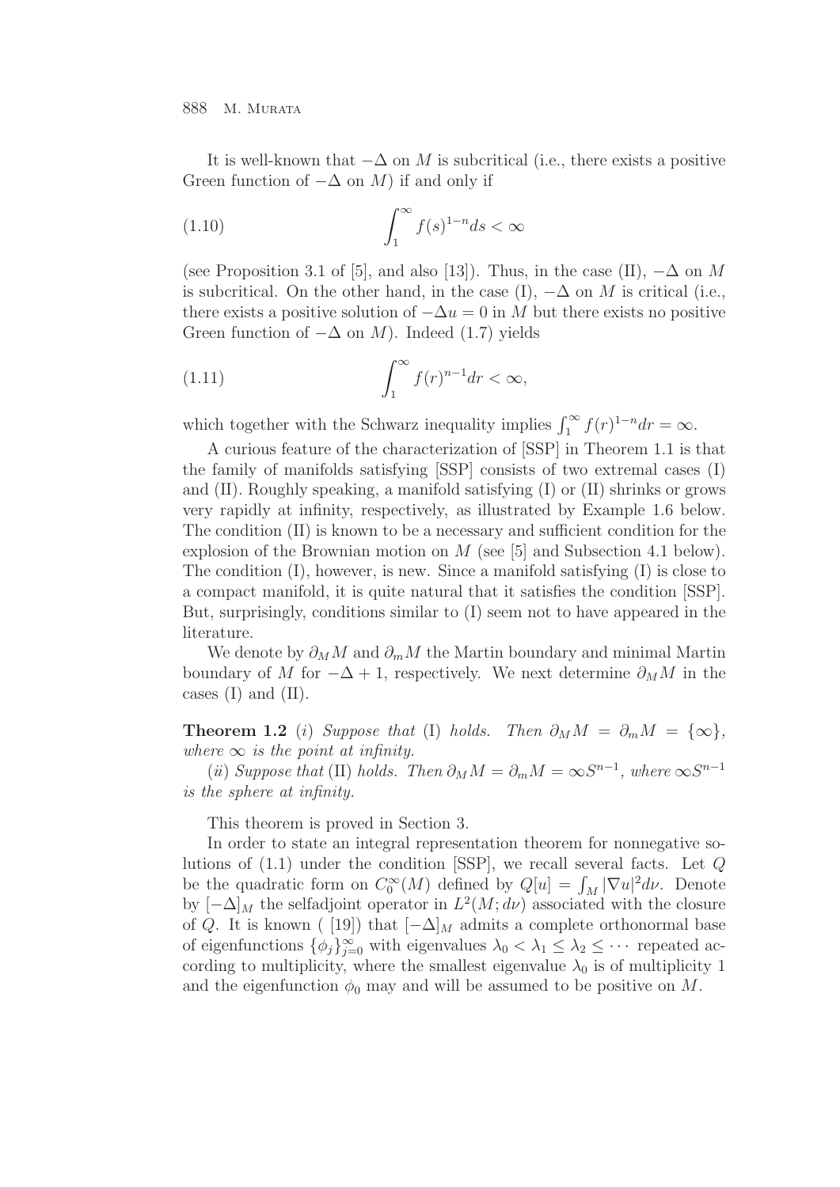It is well-known that $-\Delta$ on $M$ is subcritical (i.e., there exists a positive Green function of $-\Delta$ on $M$) if and only if

$$\int_1^\infty f(s)^{1-n} ds < \infty \tag{1.10}$$

(see Proposition 3.1 of [5], and also [13]). Thus, in the case (II), $-\Delta$ on $M$ is subcritical. On the other hand, in the case (I), $-\Delta$ on $M$ is critical (i.e., there exists a positive solution of $-\Delta u = 0$ in $M$ but there exists no positive Green function of $-\Delta$ on $M$). Indeed (1.7) yields

$$\int_1^\infty f(r)^{n-1} dr < \infty, \tag{1.11}$$

which together with the Schwarz inequality implies $\int_1^\infty f(r)^{1-n} dr = \infty$.

A curious feature of the characterization of [SSP] in Theorem 1.1 is that the family of manifolds satisfying [SSP] consists of two extremal cases (I) and (II). Roughly speaking, a manifold satisfying (I) or (II) shrinks or grows very rapidly at infinity, respectively, as illustrated by Example 1.6 below. The condition (II) is known to be a necessary and sufficient condition for the explosion of the Brownian motion on $M$ (see [5] and Subsection 4.1 below). The condition (I), however, is new. Since a manifold satisfying (I) is close to a compact manifold, it is quite natural that it satisfies the condition [SSP]. But, surprisingly, conditions similar to (I) seem not to have appeared in the literature.

We denote by $\partial_M M$ and $\partial_m M$ the Martin boundary and minimal Martin boundary of $M$ for $-\Delta + 1$, respectively. We next determine $\partial_M M$ in the cases (I) and (II).

**Theorem 1.2** (*i*) *Suppose that* (I) *holds. Then* $\partial_M M = \partial_m M = \{\infty\}$, *where* $\infty$ *is the point at infinity.*

(*ii*) *Suppose that* (II) *holds. Then* $\partial_M M = \partial_m M = \infty S^{n-1}$, *where* $\infty S^{n-1}$ *is the sphere at infinity.*

This theorem is proved in Section 3.

In order to state an integral representation theorem for nonnegative solutions of (1.1) under the condition [SSP], we recall several facts. Let $Q$ be the quadratic form on $C_0^\infty(M)$ defined by $Q[u] = \int_M |\nabla u|^2 d\nu$. Denote by $[-\Delta]_M$ the selfadjoint operator in $L^2(M; d\nu)$ associated with the closure of $Q$. It is known ( [19]) that $[-\Delta]_M$ admits a complete orthonormal base of eigenfunctions $\{\phi_j\}_{j=0}^\infty$ with eigenvalues $\lambda_0 < \lambda_1 \leq \lambda_2 \leq \cdots$ repeated according to multiplicity, where the smallest eigenvalue $\lambda_0$ is of multiplicity 1 and the eigenfunction $\phi_0$ may and will be assumed to be positive on $M$.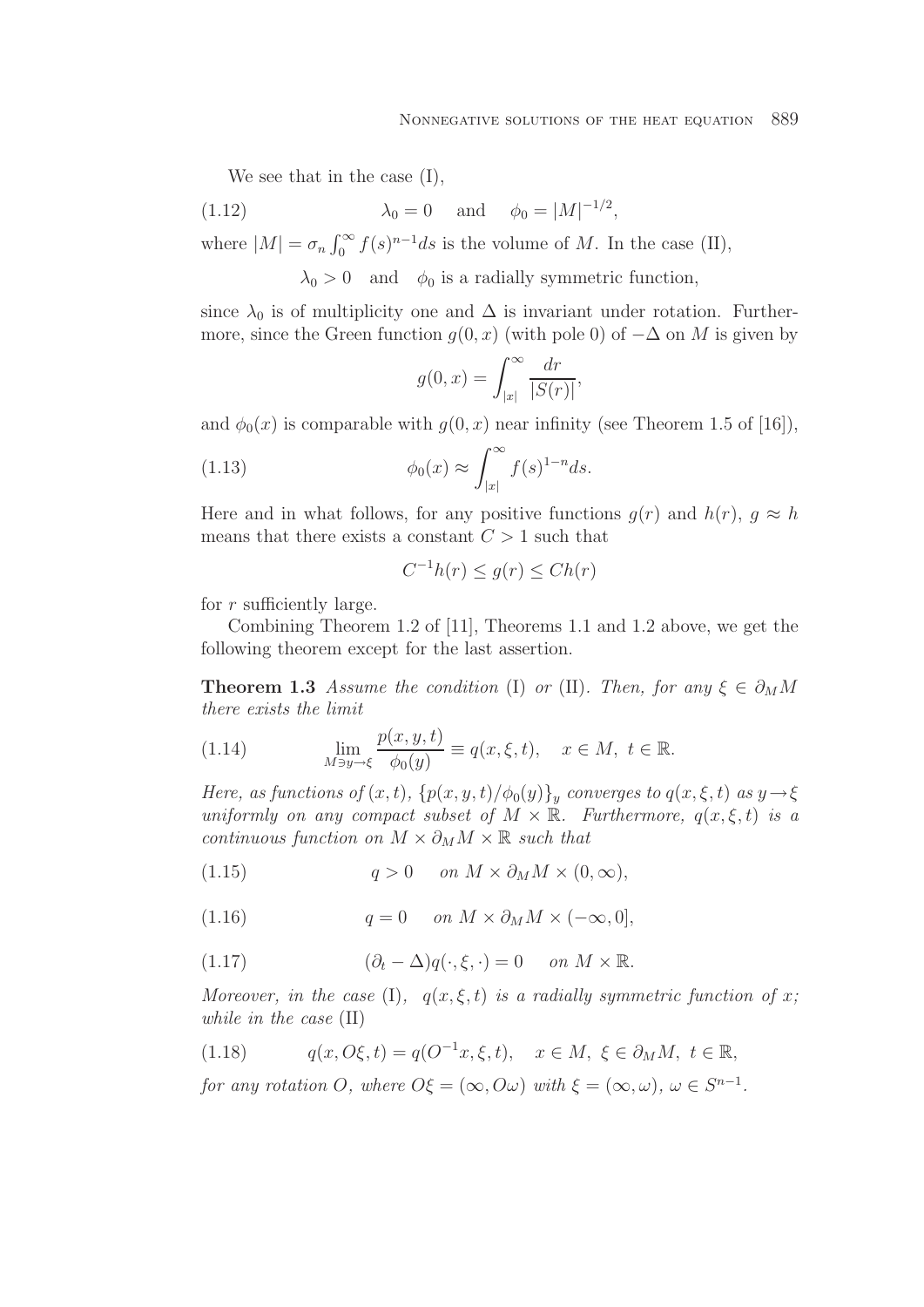We see that in the case (I),

$$\lambda_0 = 0 \quad \text{and} \quad \phi_0 = |M|^{-1/2}, \tag{1.12}$$

where $|M| = \sigma_n \int_0^\infty f(s)^{n-1} ds$ is the volume of $M$. In the case (II),

$$\lambda_0 > 0 \quad \text{and} \quad \phi_0 \text{ is a radially symmetric function,}$$

since $\lambda_0$ is of multiplicity one and $\Delta$ is invariant under rotation. Furthermore, since the Green function $g(0, x)$ (with pole 0) of $-\Delta$ on $M$ is given by

$$g(0, x) = \int_{|x|}^\infty \frac{dr}{|S(r)|},$$

and $\phi_0(x)$ is comparable with $g(0, x)$ near infinity (see Theorem 1.5 of [16]),

$$\phi_0(x) \approx \int_{|x|}^\infty f(s)^{1-n} ds. \tag{1.13}$$

Here and in what follows, for any positive functions $g(r)$ and $h(r)$, $g \approx h$ means that there exists a constant $C > 1$ such that

$$C^{-1} h(r) \le g(r) \le C h(r)$$

for $r$ sufficiently large.

Combining Theorem 1.2 of [11], Theorems 1.1 and 1.2 above, we get the following theorem except for the last assertion.

**Theorem 1.3** *Assume the condition* (I) *or* (II). *Then, for any $\xi \in \partial_M M$ there exists the limit*

$$\lim_{M \ni y \to \xi} \frac{p(x, y, t)}{\phi_0(y)} \equiv q(x, \xi, t), \quad x \in M, \ t \in \mathbb{R}. \tag{1.14}$$

*Here, as functions of $(x, t)$, $\{p(x, y, t)/\phi_0(y)\}_y$ converges to $q(x, \xi, t)$ as $y \to \xi$ uniformly on any compact subset of $M \times \mathbb{R}$. Furthermore, $q(x, \xi, t)$ is a continuous function on $M \times \partial_M M \times \mathbb{R}$ such that*

$$q > 0 \quad \text{on } M \times \partial_M M \times (0, \infty), \tag{1.15}$$

$$q = 0 \quad \text{on } M \times \partial_M M \times (-\infty, 0], \tag{1.16}$$

$$(\partial_t - \Delta) q(\cdot, \xi, \cdot) = 0 \quad \text{on } M \times \mathbb{R}. \tag{1.17}$$

*Moreover, in the case* (I), *$q(x, \xi, t)$ is a radially symmetric function of $x$; while in the case* (II)

$$q(x, O\xi, t) = q(O^{-1}x, \xi, t), \quad x \in M, \ \xi \in \partial_M M, \ t \in \mathbb{R}, \tag{1.18}$$

*for any rotation $O$, where $O\xi = (\infty, O\omega)$ with $\xi = (\infty, \omega)$, $\omega \in S^{n-1}$.*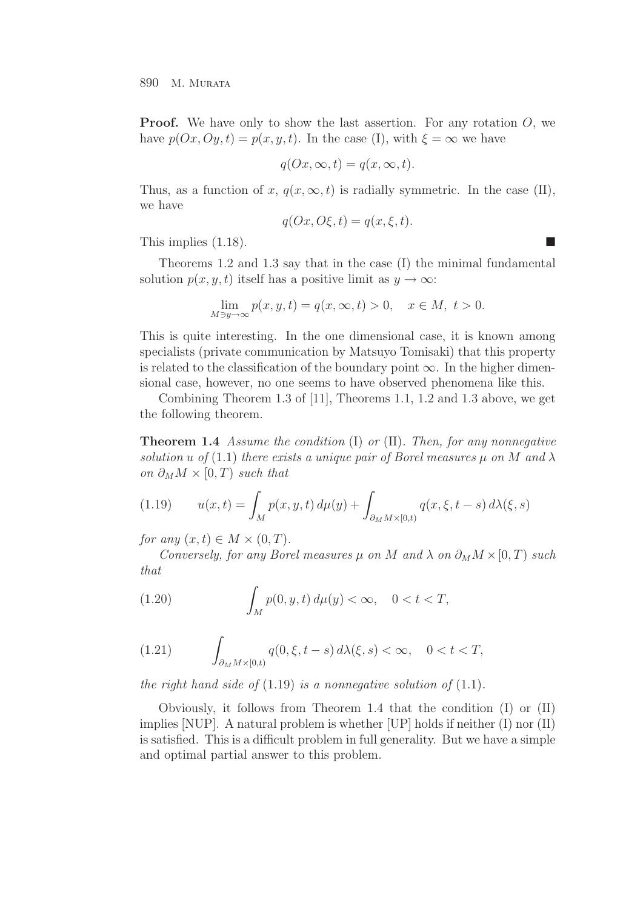**Proof.** We have only to show the last assertion. For any rotation $O$, we have $p(Ox, Oy, t) = p(x, y, t)$. In the case (I), with $\xi = \infty$ we have

$$q(Ox, \infty, t) = q(x, \infty, t).$$

Thus, as a function of $x$, $q(x, \infty, t)$ is radially symmetric. In the case (II), we have

$$q(Ox, O\xi, t) = q(x, \xi, t).$$

This implies (1.18). ∎

Theorems 1.2 and 1.3 say that in the case (I) the minimal fundamental solution $p(x, y, t)$ itself has a positive limit as $y \to \infty$:

$$\lim_{M \ni y \to \infty} p(x, y, t) = q(x, \infty, t) > 0, \quad x \in M, \ t > 0.$$

This is quite interesting. In the one dimensional case, it is known among specialists (private communication by Matsuyo Tomisaki) that this property is related to the classification of the boundary point $\infty$. In the higher dimensional case, however, no one seems to have observed phenomena like this.

Combining Theorem 1.3 of [11], Theorems 1.1, 1.2 and 1.3 above, we get the following theorem.

**Theorem 1.4** *Assume the condition* (I) *or* (II)*. Then, for any nonnegative solution $u$ of* (1.1) *there exists a unique pair of Borel measures $\mu$ on $M$ and $\lambda$ on $\partial_M M \times [0, T)$ such that*

$$u(x,t) = \int_M p(x, y, t)\, d\mu(y) + \int_{\partial_M M \times [0,t)} q(x, \xi, t-s)\, d\lambda(\xi, s) \tag{1.19}$$

*for any $(x, t) \in M \times (0, T)$.*

*Conversely, for any Borel measures $\mu$ on $M$ and $\lambda$ on $\partial_M M \times [0, T)$ such that*

$$\int_M p(0, y, t)\, d\mu(y) < \infty, \quad 0 < t < T, \tag{1.20}$$

$$\int_{\partial_M M \times [0,t)} q(0, \xi, t-s)\, d\lambda(\xi, s) < \infty, \quad 0 < t < T, \tag{1.21}$$

*the right hand side of* (1.19) *is a nonnegative solution of* (1.1)*.*

Obviously, it follows from Theorem 1.4 that the condition (I) or (II) implies [NUP]. A natural problem is whether [UP] holds if neither (I) nor (II) is satisfied. This is a difficult problem in full generality. But we have a simple and optimal partial answer to this problem.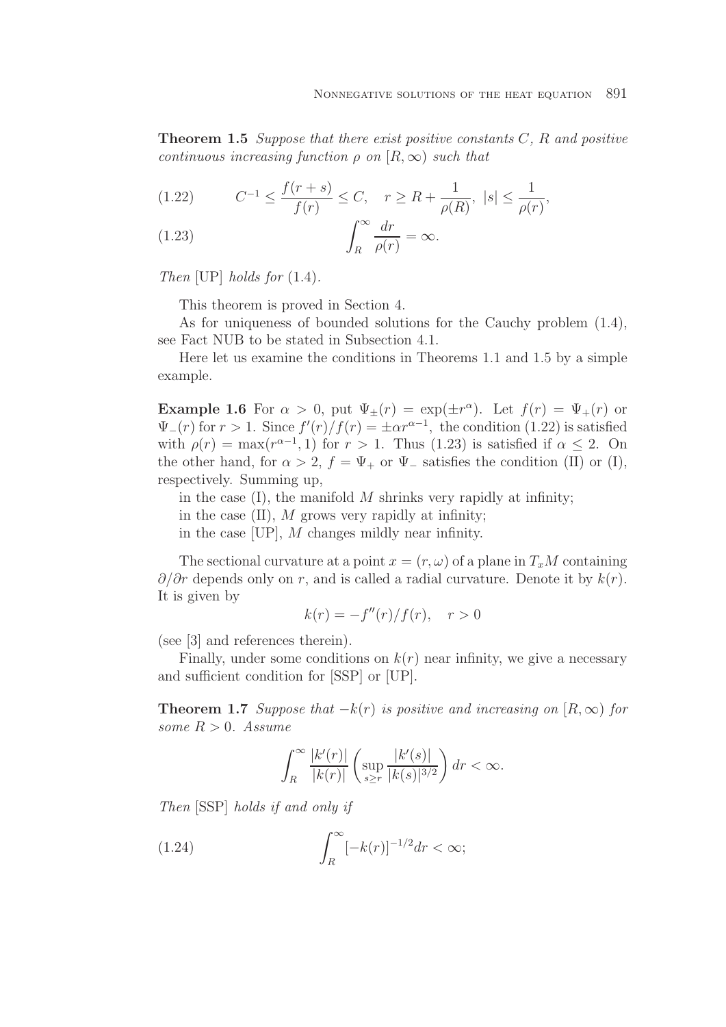**Theorem 1.5** *Suppose that there exist positive constants $C$, $R$ and positive continuous increasing function $\rho$ on $[R, \infty)$ such that*

$$C^{-1} \le \frac{f(r+s)}{f(r)} \le C, \quad r \ge R + \frac{1}{\rho(R)},\ |s| \le \frac{1}{\rho(r)}, \tag{1.22}$$

$$\int_R^\infty \frac{dr}{\rho(r)} = \infty. \tag{1.23}$$

*Then* [UP] *holds for* (1.4).

This theorem is proved in Section 4.

As for uniqueness of bounded solutions for the Cauchy problem (1.4), see Fact NUB to be stated in Subsection 4.1.

Here let us examine the conditions in Theorems 1.1 and 1.5 by a simple example.

**Example 1.6** For $\alpha > 0$, put $\Psi_\pm(r) = \exp(\pm r^\alpha)$. Let $f(r) = \Psi_+(r)$ or $\Psi_-(r)$ for $r > 1$. Since $f'(r)/f(r) = \pm\alpha r^{\alpha-1}$, the condition (1.22) is satisfied with $\rho(r) = \max(r^{\alpha-1}, 1)$ for $r > 1$. Thus (1.23) is satisfied if $\alpha \le 2$. On the other hand, for $\alpha > 2$, $f = \Psi_+$ or $\Psi_-$ satisfies the condition (II) or (I), respectively. Summing up,

in the case (I), the manifold $M$ shrinks very rapidly at infinity;
in the case (II), $M$ grows very rapidly at infinity;
in the case [UP], $M$ changes mildly near infinity.

The sectional curvature at a point $x = (r, \omega)$ of a plane in $T_xM$ containing $\partial/\partial r$ depends only on $r$, and is called a radial curvature. Denote it by $k(r)$. It is given by

$$k(r) = -f''(r)/f(r), \quad r > 0$$

(see [3] and references therein).

Finally, under some conditions on $k(r)$ near infinity, we give a necessary and sufficient condition for [SSP] or [UP].

**Theorem 1.7** *Suppose that $-k(r)$ is positive and increasing on $[R, \infty)$ for some $R > 0$. Assume*

$$\int_R^\infty \frac{|k'(r)|}{|k(r)|} \left( \sup_{s \ge r} \frac{|k'(s)|}{|k(s)|^{3/2}} \right) dr < \infty.$$

*Then* [SSP] *holds if and only if*

$$\int_R^\infty [-k(r)]^{-1/2} dr < \infty; \tag{1.24}$$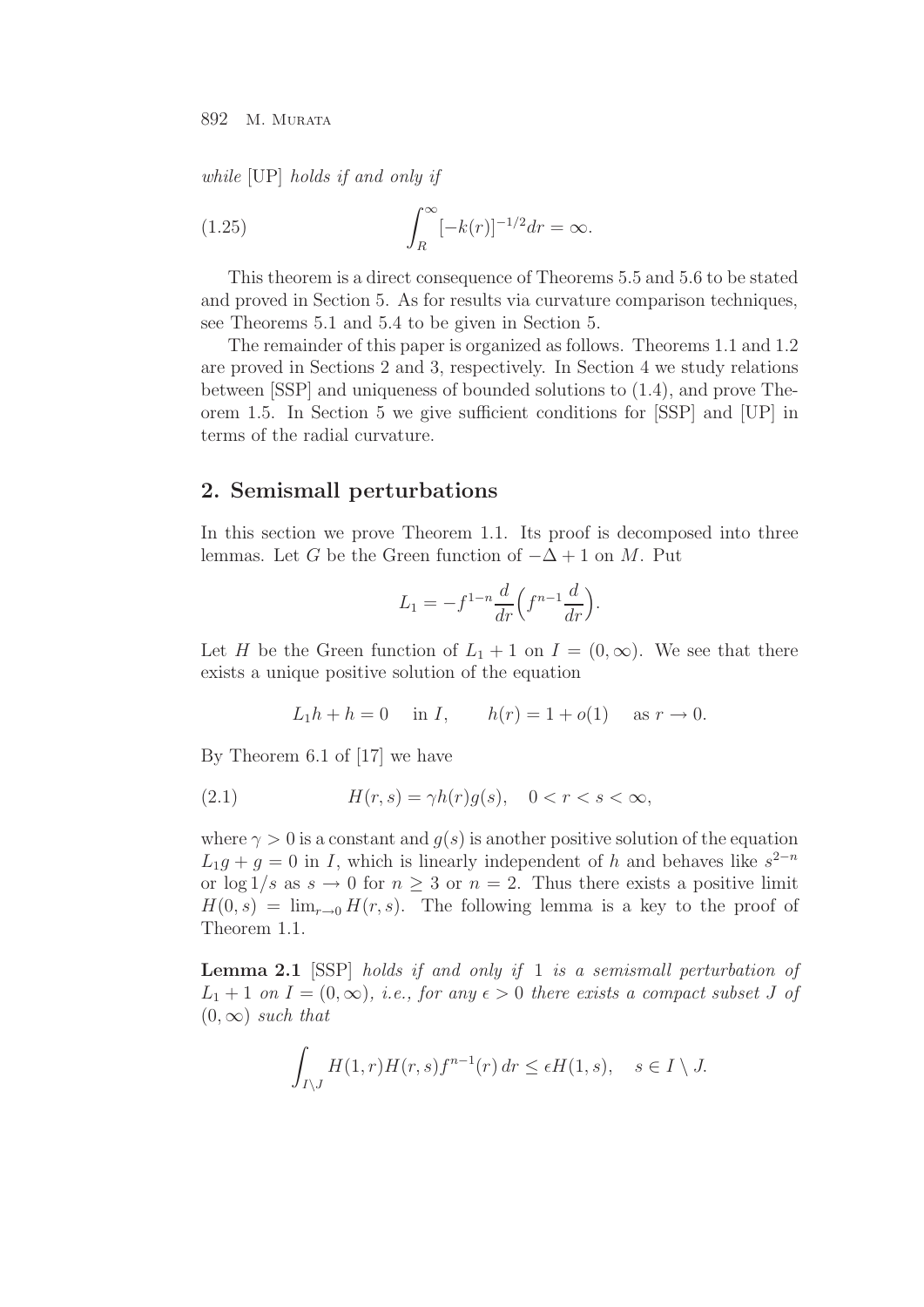*while* [UP] *holds if and only if*

$$\int_R^\infty [-k(r)]^{-1/2} dr = \infty. \tag{1.25}$$

This theorem is a direct consequence of Theorems 5.5 and 5.6 to be stated and proved in Section 5. As for results via curvature comparison techniques, see Theorems 5.1 and 5.4 to be given in Section 5.

The remainder of this paper is organized as follows. Theorems 1.1 and 1.2 are proved in Sections 2 and 3, respectively. In Section 4 we study relations between [SSP] and uniqueness of bounded solutions to (1.4), and prove Theorem 1.5. In Section 5 we give sufficient conditions for [SSP] and [UP] in terms of the radial curvature.

## 2. Semismall perturbations

In this section we prove Theorem 1.1. Its proof is decomposed into three lemmas. Let $G$ be the Green function of $-\Delta + 1$ on $M$. Put

$$L_1 = -f^{1-n}\frac{d}{dr}\Big(f^{n-1}\frac{d}{dr}\Big).$$

Let $H$ be the Green function of $L_1 + 1$ on $I = (0, \infty)$. We see that there exists a unique positive solution of the equation

$$L_1 h + h = 0 \quad \text{in } I, \qquad h(r) = 1 + o(1) \quad \text{as } r \to 0.$$

By Theorem 6.1 of [17] we have

$$H(r, s) = \gamma h(r) g(s), \quad 0 < r < s < \infty, \tag{2.1}$$

where $\gamma > 0$ is a constant and $g(s)$ is another positive solution of the equation $L_1 g + g = 0$ in $I$, which is linearly independent of $h$ and behaves like $s^{2-n}$ or $\log 1/s$ as $s \to 0$ for $n \geq 3$ or $n = 2$. Thus there exists a positive limit $H(0, s) = \lim_{r \to 0} H(r, s)$. The following lemma is a key to the proof of Theorem 1.1.

**Lemma 2.1** [SSP] *holds if and only if* 1 *is a semismall perturbation of* $L_1 + 1$ *on* $I = (0, \infty)$*, i.e., for any* $\epsilon > 0$ *there exists a compact subset* $J$ *of* $(0, \infty)$ *such that*

$$\int_{I \setminus J} H(1, r) H(r, s) f^{n-1}(r)\, dr \leq \epsilon H(1, s), \quad s \in I \setminus J.$$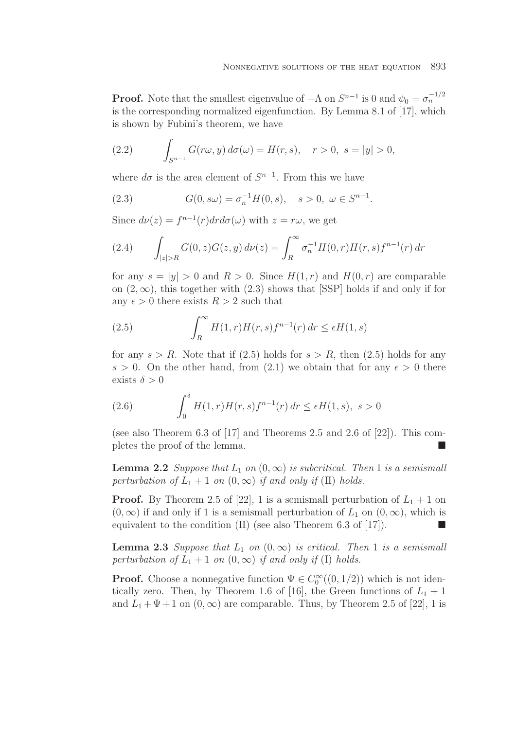**Proof.** Note that the smallest eigenvalue of $-\Lambda$ on $S^{n-1}$ is 0 and $\psi_0 = \sigma_n^{-1/2}$ is the corresponding normalized eigenfunction. By Lemma 8.1 of [17], which is shown by Fubini's theorem, we have

$$\int_{S^{n-1}} G(r\omega, y)\, d\sigma(\omega) = H(r, s), \quad r > 0,\ s = |y| > 0, \tag{2.2}$$

where $d\sigma$ is the area element of $S^{n-1}$. From this we have

$$G(0, s\omega) = \sigma_n^{-1} H(0, s), \quad s > 0,\ \omega \in S^{n-1}. \tag{2.3}$$

Since $d\nu(z) = f^{n-1}(r) dr d\sigma(\omega)$ with $z = r\omega$, we get

$$\int_{|z|>R} G(0, z) G(z, y)\, d\nu(z) = \int_R^\infty \sigma_n^{-1} H(0, r) H(r, s) f^{n-1}(r)\, dr \tag{2.4}$$

for any $s = |y| > 0$ and $R > 0$. Since $H(1, r)$ and $H(0, r)$ are comparable on $(2, \infty)$, this together with (2.3) shows that [SSP] holds if and only if for any $\epsilon > 0$ there exists $R > 2$ such that

$$\int_R^\infty H(1, r) H(r, s) f^{n-1}(r)\, dr \le \epsilon H(1, s) \tag{2.5}$$

for any $s > R$. Note that if (2.5) holds for $s > R$, then (2.5) holds for any $s > 0$. On the other hand, from (2.1) we obtain that for any $\epsilon > 0$ there exists $\delta > 0$

$$\int_0^\delta H(1, r) H(r, s) f^{n-1}(r)\, dr \le \epsilon H(1, s),\ s > 0 \tag{2.6}$$

(see also Theorem 6.3 of [17] and Theorems 2.5 and 2.6 of [22]). This completes the proof of the lemma. ■

**Lemma 2.2** *Suppose that $L_1$ on $(0, \infty)$ is subcritical. Then* 1 *is a semismall perturbation of $L_1 + 1$ on $(0, \infty)$ if and only if* (II) *holds.*

**Proof.** By Theorem 2.5 of [22], 1 is a semismall perturbation of $L_1 + 1$ on $(0, \infty)$ if and only if 1 is a semismall perturbation of $L_1$ on $(0, \infty)$, which is equivalent to the condition (II) (see also Theorem 6.3 of [17]). ■

**Lemma 2.3** *Suppose that $L_1$ on $(0, \infty)$ is critical. Then* 1 *is a semismall perturbation of $L_1 + 1$ on $(0, \infty)$ if and only if* (I) *holds.*

**Proof.** Choose a nonnegative function $\Psi \in C_0^\infty((0, 1/2))$ which is not identically zero. Then, by Theorem 1.6 of [16], the Green functions of $L_1 + 1$ and $L_1 + \Psi + 1$ on $(0, \infty)$ are comparable. Thus, by Theorem 2.5 of [22], 1 is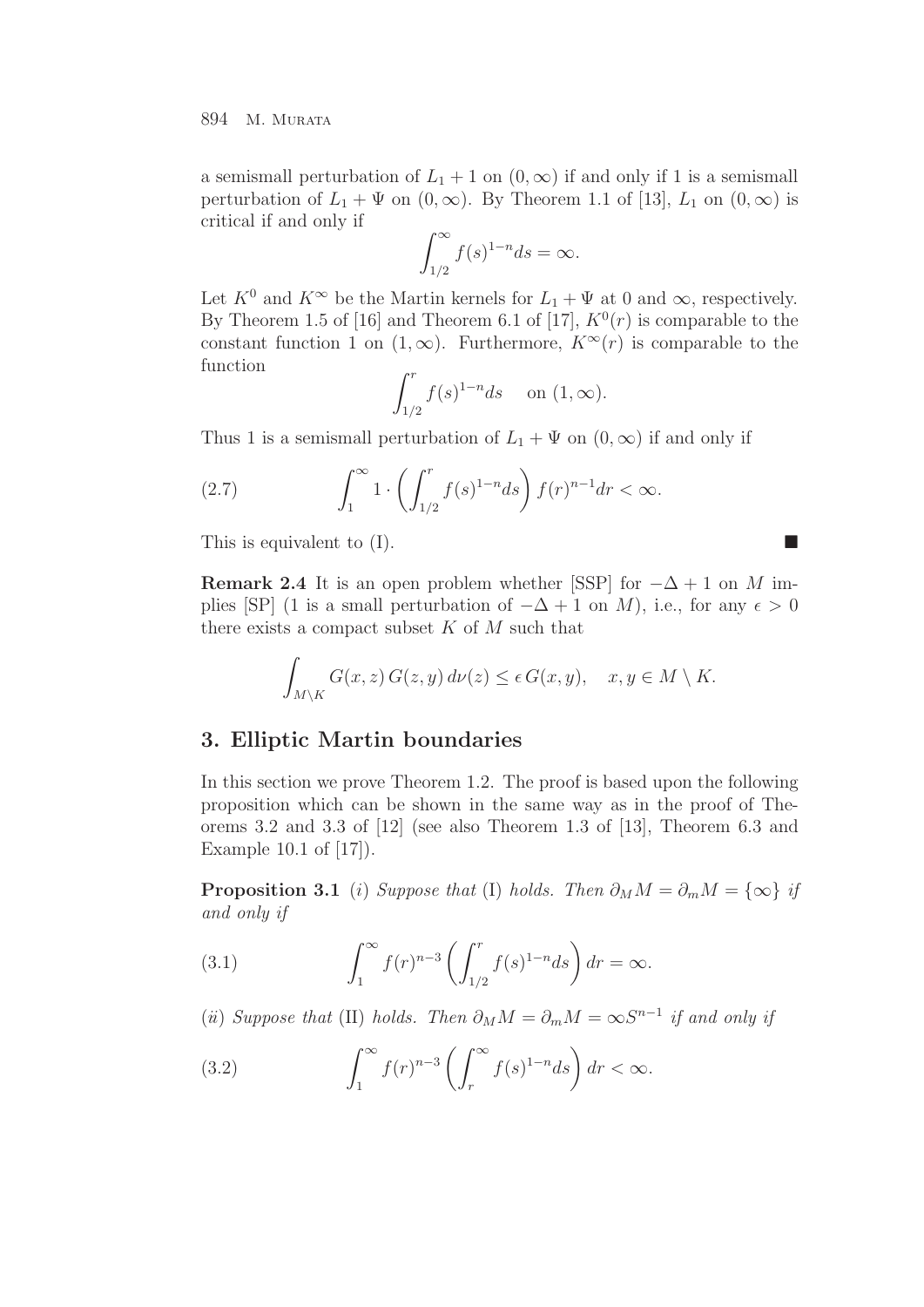a semismall perturbation of $L_1 + 1$ on $(0, \infty)$ if and only if 1 is a semismall perturbation of $L_1 + \Psi$ on $(0, \infty)$. By Theorem 1.1 of [13], $L_1$ on $(0, \infty)$ is critical if and only if

$$\int_{1/2}^{\infty} f(s)^{1-n} ds = \infty.$$

Let $K^0$ and $K^\infty$ be the Martin kernels for $L_1 + \Psi$ at 0 and $\infty$, respectively. By Theorem 1.5 of [16] and Theorem 6.1 of [17], $K^0(r)$ is comparable to the constant function 1 on $(1, \infty)$. Furthermore, $K^\infty(r)$ is comparable to the function

$$\int_{1/2}^{r} f(s)^{1-n} ds \quad \text{ on } (1, \infty).$$

Thus 1 is a semismall perturbation of $L_1 + \Psi$ on $(0, \infty)$ if and only if

$$\int_{1}^{\infty} 1 \cdot \left( \int_{1/2}^{r} f(s)^{1-n} ds \right) f(r)^{n-1} dr < \infty. \tag{2.7}$$

This is equivalent to (I). ■

**Remark 2.4** It is an open problem whether [SSP] for $-\Delta + 1$ on $M$ implies [SP] (1 is a small perturbation of $-\Delta + 1$ on $M$), i.e., for any $\epsilon > 0$ there exists a compact subset $K$ of $M$ such that

$$\int_{M \setminus K} G(x, z) \, G(z, y) \, d\nu(z) \leq \epsilon \, G(x, y), \quad x, y \in M \setminus K.$$

## 3. Elliptic Martin boundaries

In this section we prove Theorem 1.2. The proof is based upon the following proposition which can be shown in the same way as in the proof of Theorems 3.2 and 3.3 of [12] (see also Theorem 1.3 of [13], Theorem 6.3 and Example 10.1 of [17]).

**Proposition 3.1** (*i*) *Suppose that* (I) *holds. Then* $\partial_M M = \partial_m M = \{\infty\}$ *if and only if*

$$\int_{1}^{\infty} f(r)^{n-3} \left( \int_{1/2}^{r} f(s)^{1-n} ds \right) dr = \infty. \tag{3.1}$$

(*ii*) *Suppose that* (II) *holds. Then* $\partial_M M = \partial_m M = \infty S^{n-1}$ *if and only if*

$$\int_{1}^{\infty} f(r)^{n-3} \left( \int_{r}^{\infty} f(s)^{1-n} ds \right) dr < \infty. \tag{3.2}$$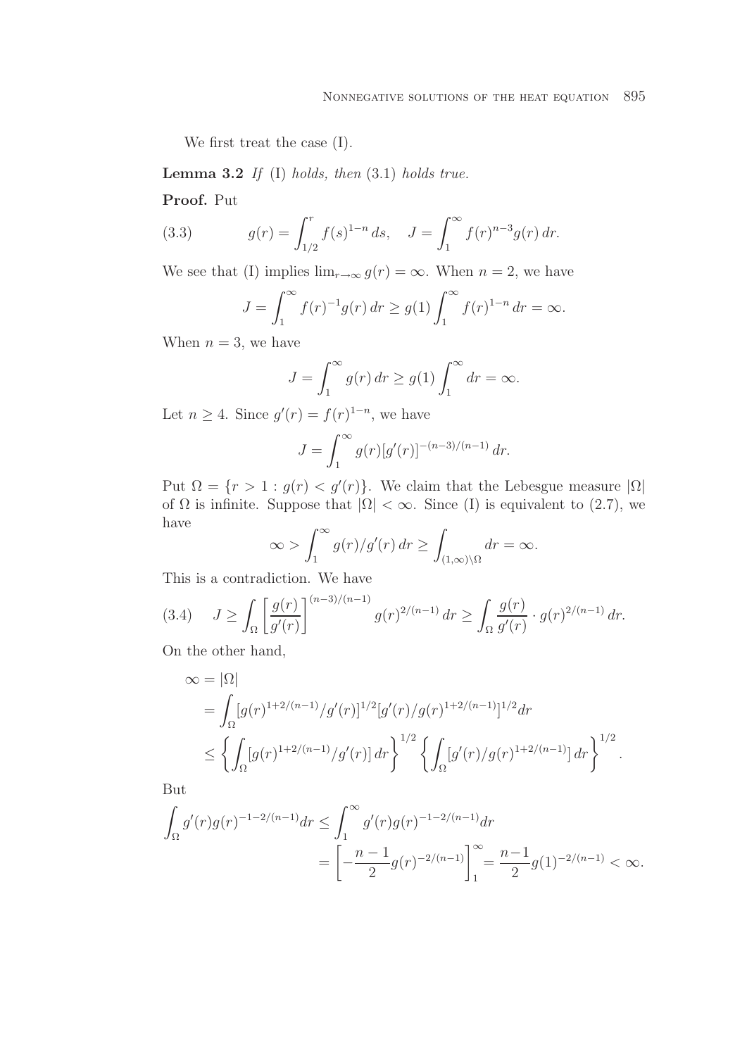We first treat the case (I).

**Lemma 3.2** *If* (I) *holds, then* (3.1) *holds true.*

**Proof.** Put

$$g(r) = \int_{1/2}^{r} f(s)^{1-n}\,ds, \quad J = \int_{1}^{\infty} f(r)^{n-3} g(r)\,dr. \tag{3.3}$$

We see that (I) implies $\lim_{r\to\infty} g(r) = \infty$. When $n = 2$, we have

$$J = \int_{1}^{\infty} f(r)^{-1} g(r)\,dr \geq g(1) \int_{1}^{\infty} f(r)^{1-n}\,dr = \infty.$$

When $n = 3$, we have

$$J = \int_{1}^{\infty} g(r)\,dr \geq g(1) \int_{1}^{\infty} dr = \infty.$$

Let $n \geq 4$. Since $g'(r) = f(r)^{1-n}$, we have

$$J = \int_{1}^{\infty} g(r)[g'(r)]^{-(n-3)/(n-1)}\,dr.$$

Put $\Omega = \{r > 1 : g(r) < g'(r)\}$. We claim that the Lebesgue measure $|\Omega|$ of $\Omega$ is infinite. Suppose that $|\Omega| < \infty$. Since (I) is equivalent to (2.7), we have

$$\infty > \int_{1}^{\infty} g(r)/g'(r)\,dr \geq \int_{(1,\infty)\setminus\Omega} dr = \infty.$$

This is a contradiction. We have

$$J \geq \int_{\Omega} \left[\frac{g(r)}{g'(r)}\right]^{(n-3)/(n-1)} g(r)^{2/(n-1)}\,dr \geq \int_{\Omega} \frac{g(r)}{g'(r)} \cdot g(r)^{2/(n-1)}\,dr. \tag{3.4}$$

On the other hand,

$$\begin{aligned}
\infty &= |\Omega| \\
&= \int_{\Omega} [g(r)^{1+2/(n-1)}/g'(r)]^{1/2} [g'(r)/g(r)^{1+2/(n-1)}]^{1/2} dr \\
&\leq \left\{\int_{\Omega} [g(r)^{1+2/(n-1)}/g'(r)]\,dr\right\}^{1/2} \left\{\int_{\Omega} [g'(r)/g(r)^{1+2/(n-1)}]\,dr\right\}^{1/2}.
\end{aligned}$$

But

$$\begin{aligned}
\int_{\Omega} g'(r) g(r)^{-1-2/(n-1)} dr &\leq \int_{1}^{\infty} g'(r) g(r)^{-1-2/(n-1)} dr \\
&= \left[-\frac{n-1}{2} g(r)^{-2/(n-1)}\right]_{1}^{\infty} = \frac{n-1}{2} g(1)^{-2/(n-1)} < \infty.
\end{aligned}$$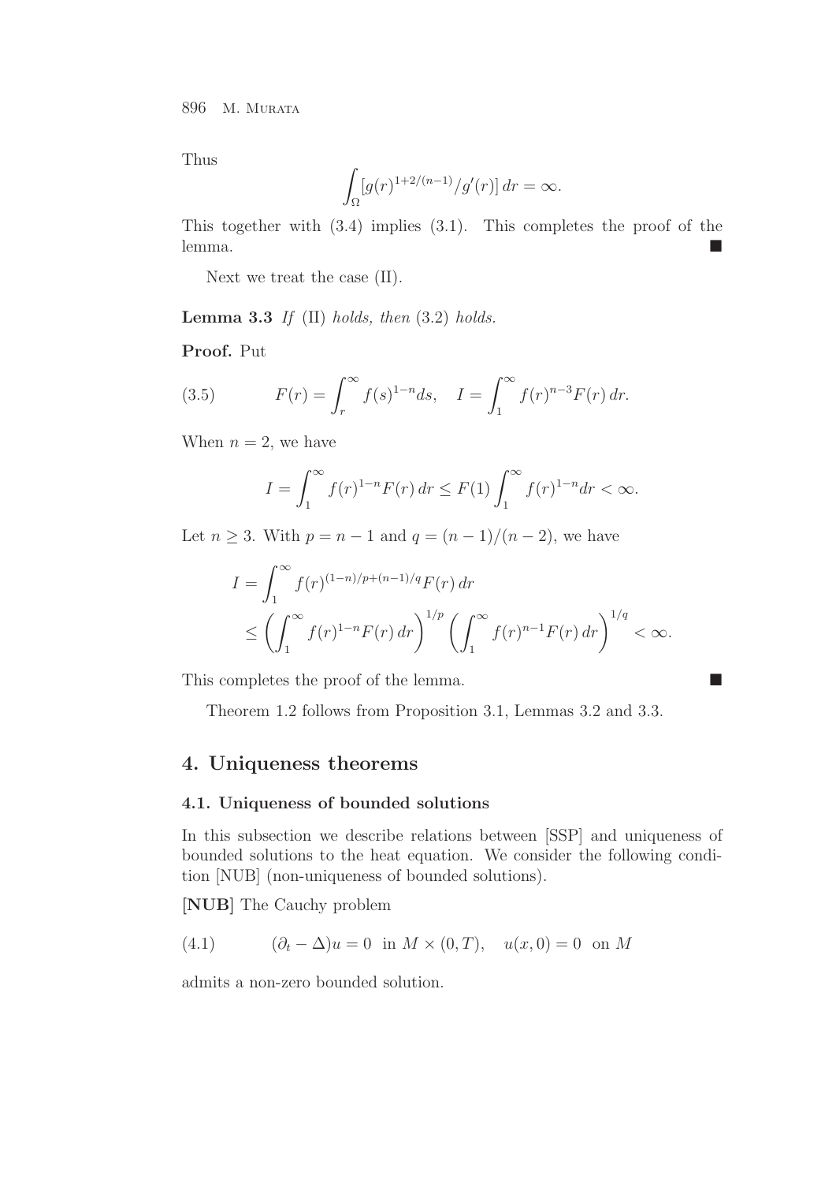Thus

$$\int_{\Omega} [g(r)^{1+2/(n-1)}/g'(r)]\, dr = \infty.$$

This together with (3.4) implies (3.1). This completes the proof of the lemma. ■

Next we treat the case (II).

**Lemma 3.3** *If* (II) *holds, then* (3.2) *holds.*

**Proof.** Put

$$F(r) = \int_r^{\infty} f(s)^{1-n} ds, \quad I = \int_1^{\infty} f(r)^{n-3} F(r)\, dr. \tag{3.5}$$

When $n = 2$, we have

$$I = \int_1^{\infty} f(r)^{1-n} F(r)\, dr \leq F(1) \int_1^{\infty} f(r)^{1-n} dr < \infty.$$

Let $n \geq 3$. With $p = n-1$ and $q = (n-1)/(n-2)$, we have

$$\begin{aligned} I &= \int_1^{\infty} f(r)^{(1-n)/p + (n-1)/q} F(r)\, dr \\ &\leq \left( \int_1^{\infty} f(r)^{1-n} F(r)\, dr \right)^{1/p} \left( \int_1^{\infty} f(r)^{n-1} F(r)\, dr \right)^{1/q} < \infty. \end{aligned}$$

This completes the proof of the lemma. ■

Theorem 1.2 follows from Proposition 3.1, Lemmas 3.2 and 3.3.

## 4. Uniqueness theorems

### 4.1. Uniqueness of bounded solutions

In this subsection we describe relations between [SSP] and uniqueness of bounded solutions to the heat equation. We consider the following condition [NUB] (non-uniqueness of bounded solutions).

**[NUB]** The Cauchy problem

$$(\partial_t - \Delta)u = 0 \ \text{ in } M \times (0, T), \quad u(x, 0) = 0 \ \text{ on } M \tag{4.1}$$

admits a non-zero bounded solution.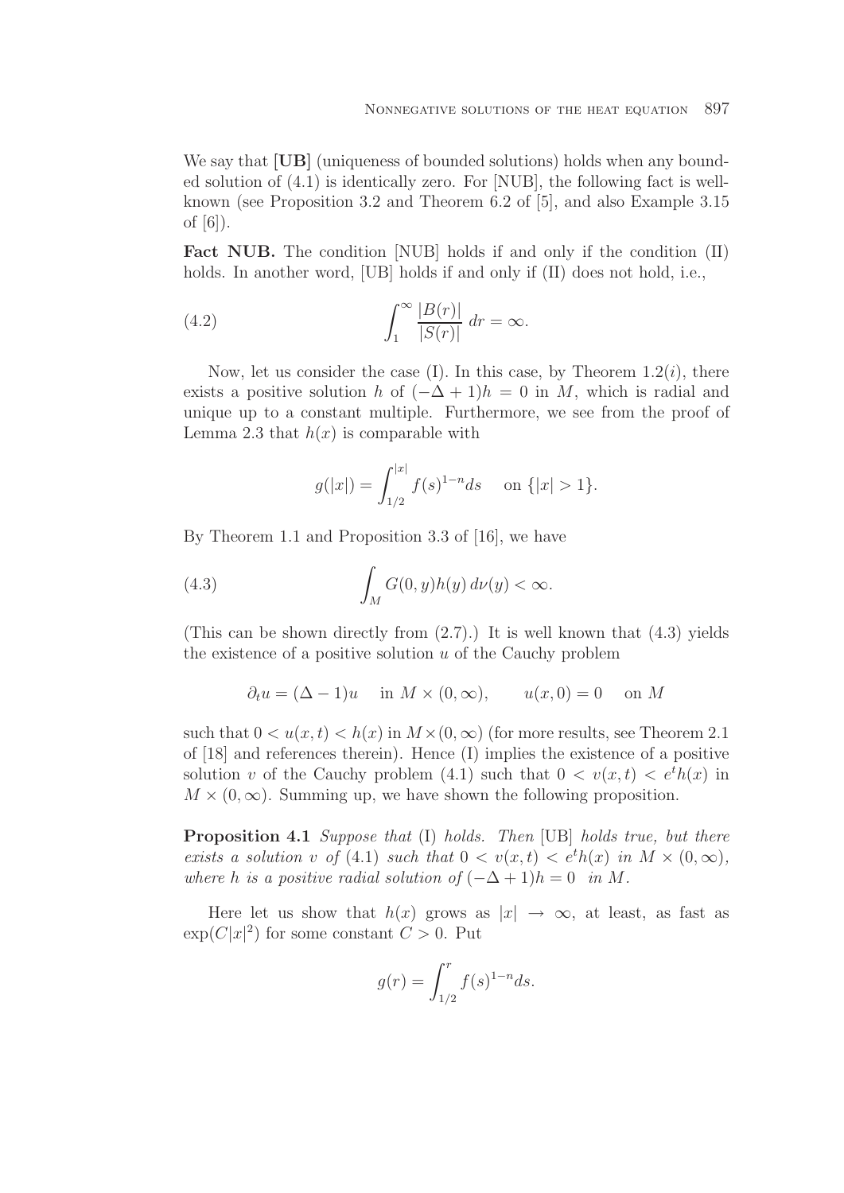We say that **[UB]** (uniqueness of bounded solutions) holds when any bounded solution of (4.1) is identically zero. For [NUB], the following fact is well-known (see Proposition 3.2 and Theorem 6.2 of [5], and also Example 3.15 of [6]).

**Fact NUB.** The condition [NUB] holds if and only if the condition (II) holds. In another word, [UB] holds if and only if (II) does not hold, i.e.,

$$\int_1^\infty \frac{|B(r)|}{|S(r)|}\, dr = \infty. \tag{4.2}$$

Now, let us consider the case (I). In this case, by Theorem 1.2($i$), there exists a positive solution $h$ of $(-\Delta + 1)h = 0$ in $M$, which is radial and unique up to a constant multiple. Furthermore, we see from the proof of Lemma 2.3 that $h(x)$ is comparable with

$$g(|x|) = \int_{1/2}^{|x|} f(s)^{1-n} ds \quad \text{ on } \{|x| > 1\}.$$

By Theorem 1.1 and Proposition 3.3 of [16], we have

$$\int_M G(0, y) h(y)\, d\nu(y) < \infty. \tag{4.3}$$

(This can be shown directly from (2.7).) It is well known that (4.3) yields the existence of a positive solution $u$ of the Cauchy problem

$$\partial_t u = (\Delta - 1)u \quad \text{ in } M \times (0, \infty), \qquad u(x, 0) = 0 \quad \text{ on } M$$

such that $0 < u(x, t) < h(x)$ in $M \times (0, \infty)$ (for more results, see Theorem 2.1 of [18] and references therein). Hence (I) implies the existence of a positive solution $v$ of the Cauchy problem (4.1) such that $0 < v(x, t) < e^t h(x)$ in $M \times (0, \infty)$. Summing up, we have shown the following proposition.

**Proposition 4.1** *Suppose that* (I) *holds. Then* [UB] *holds true, but there exists a solution $v$ of* (4.1) *such that $0 < v(x, t) < e^t h(x)$ in $M \times (0, \infty)$, where $h$ is a positive radial solution of $(-\Delta + 1)h = 0$ in $M$.*

Here let us show that $h(x)$ grows as $|x| \to \infty$, at least, as fast as $\exp(C|x|^2)$ for some constant $C > 0$. Put

$$g(r) = \int_{1/2}^{r} f(s)^{1-n} ds.$$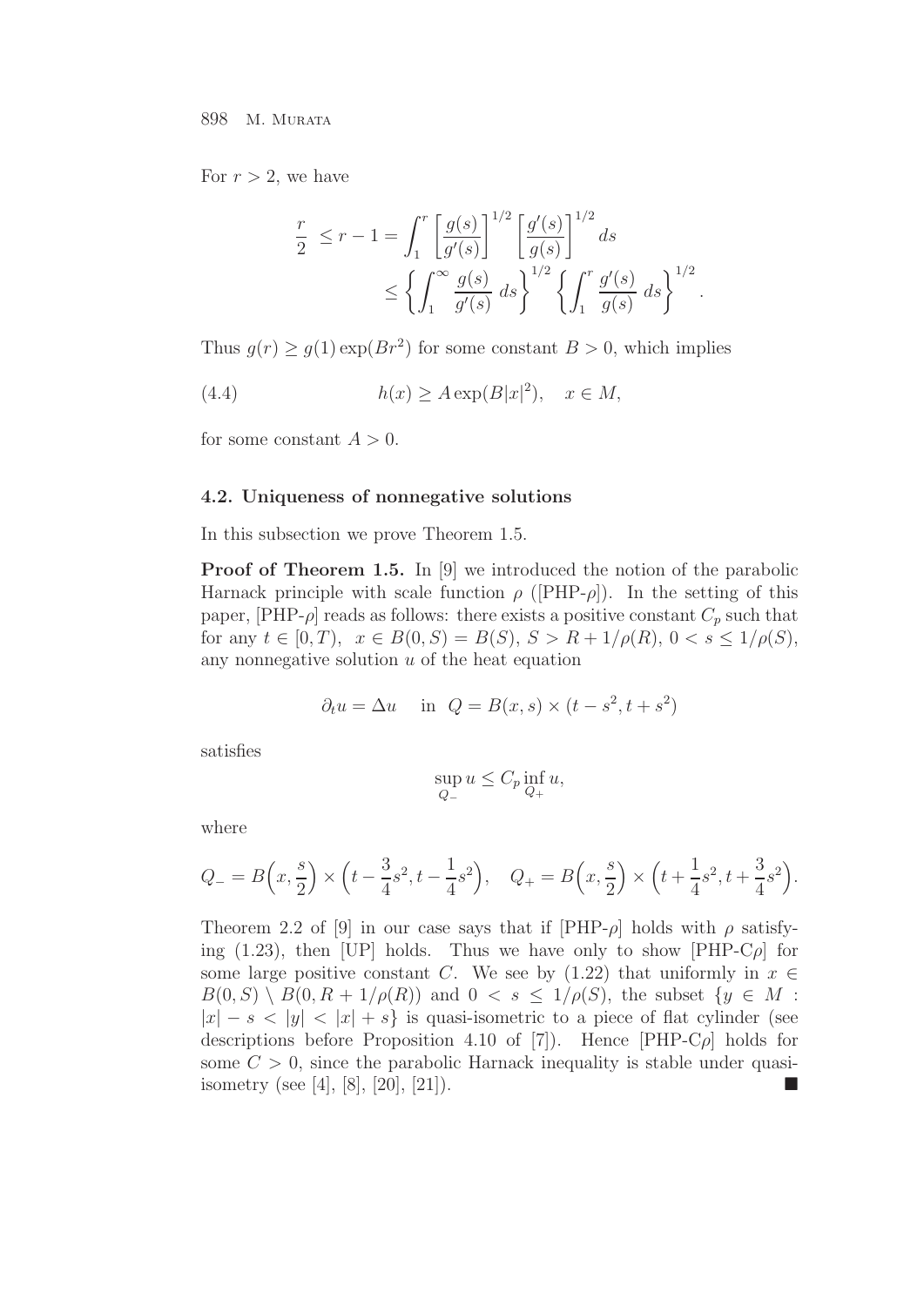For $r > 2$, we have

$$\begin{aligned}\frac{r}{2} \leq r-1 &= \int_1^r \left[\frac{g(s)}{g'(s)}\right]^{1/2} \left[\frac{g'(s)}{g(s)}\right]^{1/2} ds \\ &\leq \left\{\int_1^\infty \frac{g(s)}{g'(s)}\, ds\right\}^{1/2} \left\{\int_1^r \frac{g'(s)}{g(s)}\, ds\right\}^{1/2}.\end{aligned}$$

Thus $g(r) \geq g(1)\exp(Br^2)$ for some constant $B > 0$, which implies

$$h(x) \geq A\exp(B|x|^2), \quad x \in M, \tag{4.4}$$

for some constant $A > 0$.

### 4.2. Uniqueness of nonnegative solutions

In this subsection we prove Theorem 1.5.

**Proof of Theorem 1.5.** In [9] we introduced the notion of the parabolic Harnack principle with scale function $\rho$ ([PHP-$\rho$]). In the setting of this paper, [PHP-$\rho$] reads as follows: there exists a positive constant $C_p$ such that for any $t \in [0, T)$, $x \in B(0, S) = B(S)$, $S > R + 1/\rho(R)$, $0 < s \leq 1/\rho(S)$, any nonnegative solution $u$ of the heat equation

$$\partial_t u = \Delta u \quad \text{in } Q = B(x, s) \times (t - s^2, t + s^2)$$

satisfies

$$\sup_{Q_-} u \leq C_p \inf_{Q_+} u,$$

where

$$Q_- = B\Big(x, \frac{s}{2}\Big) \times \Big(t - \frac{3}{4}s^2, t - \frac{1}{4}s^2\Big), \quad Q_+ = B\Big(x, \frac{s}{2}\Big) \times \Big(t + \frac{1}{4}s^2, t + \frac{3}{4}s^2\Big).$$

Theorem 2.2 of [9] in our case says that if [PHP-$\rho$] holds with $\rho$ satisfying (1.23), then [UP] holds. Thus we have only to show [PHP-$C\rho$] for some large positive constant $C$. We see by (1.22) that uniformly in $x \in B(0, S) \setminus B(0, R + 1/\rho(R))$ and $0 < s \leq 1/\rho(S)$, the subset $\{y \in M : |x| - s < |y| < |x| + s\}$ is quasi-isometric to a piece of flat cylinder (see descriptions before Proposition 4.10 of [7]). Hence [PHP-$C\rho$] holds for some $C > 0$, since the parabolic Harnack inequality is stable under quasi-isometry (see [4], [8], [20], [21]). ∎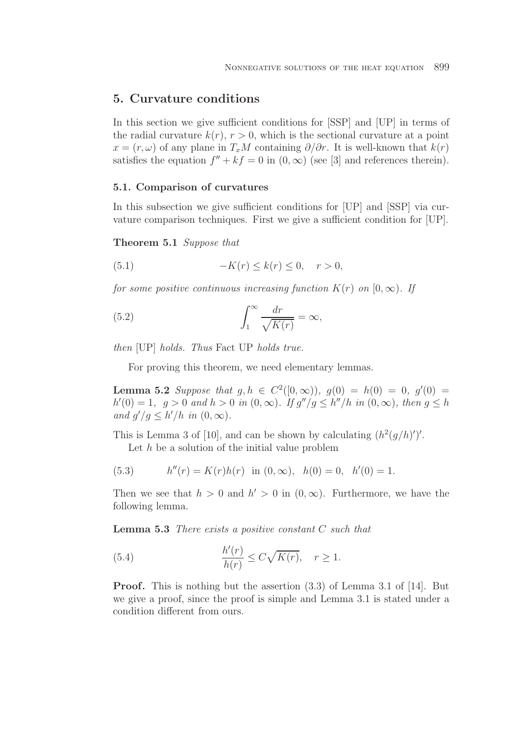## 5. Curvature conditions

In this section we give sufficient conditions for [SSP] and [UP] in terms of the radial curvature $k(r)$, $r > 0$, which is the sectional curvature at a point $x = (r, \omega)$ of any plane in $T_x M$ containing $\partial/\partial r$. It is well-known that $k(r)$ satisfies the equation $f'' + kf = 0$ in $(0, \infty)$ (see [3] and references therein).

### 5.1. Comparison of curvatures

In this subsection we give sufficient conditions for [UP] and [SSP] via curvature comparison techniques. First we give a sufficient condition for [UP].

**Theorem 5.1** *Suppose that*

$$-K(r) \leq k(r) \leq 0, \quad r > 0, \tag{5.1}$$

*for some positive continuous increasing function $K(r)$ on $[0, \infty)$. If*

$$\int_1^\infty \frac{dr}{\sqrt{K(r)}} = \infty, \tag{5.2}$$

*then* [UP] *holds. Thus* Fact UP *holds true.*

For proving this theorem, we need elementary lemmas.

**Lemma 5.2** *Suppose that $g, h \in C^2([0, \infty))$, $g(0) = h(0) = 0$, $g'(0) = h'(0) = 1$, $g > 0$ and $h > 0$ in $(0, \infty)$. If $g''/g \leq h''/h$ in $(0, \infty)$, then $g \leq h$ and $g'/g \leq h'/h$ in $(0, \infty)$.*

This is Lemma 3 of [10], and can be shown by calculating $(h^2(g/h)')'$.

Let $h$ be a solution of the initial value problem

$$h''(r) = K(r)h(r) \text{ in } (0, \infty), \quad h(0) = 0, \quad h'(0) = 1. \tag{5.3}$$

Then we see that $h > 0$ and $h' > 0$ in $(0, \infty)$. Furthermore, we have the following lemma.

**Lemma 5.3** *There exists a positive constant $C$ such that*

$$\frac{h'(r)}{h(r)} \leq C\sqrt{K(r)}, \quad r \geq 1. \tag{5.4}$$

**Proof.** This is nothing but the assertion (3.3) of Lemma 3.1 of [14]. But we give a proof, since the proof is simple and Lemma 3.1 is stated under a condition different from ours.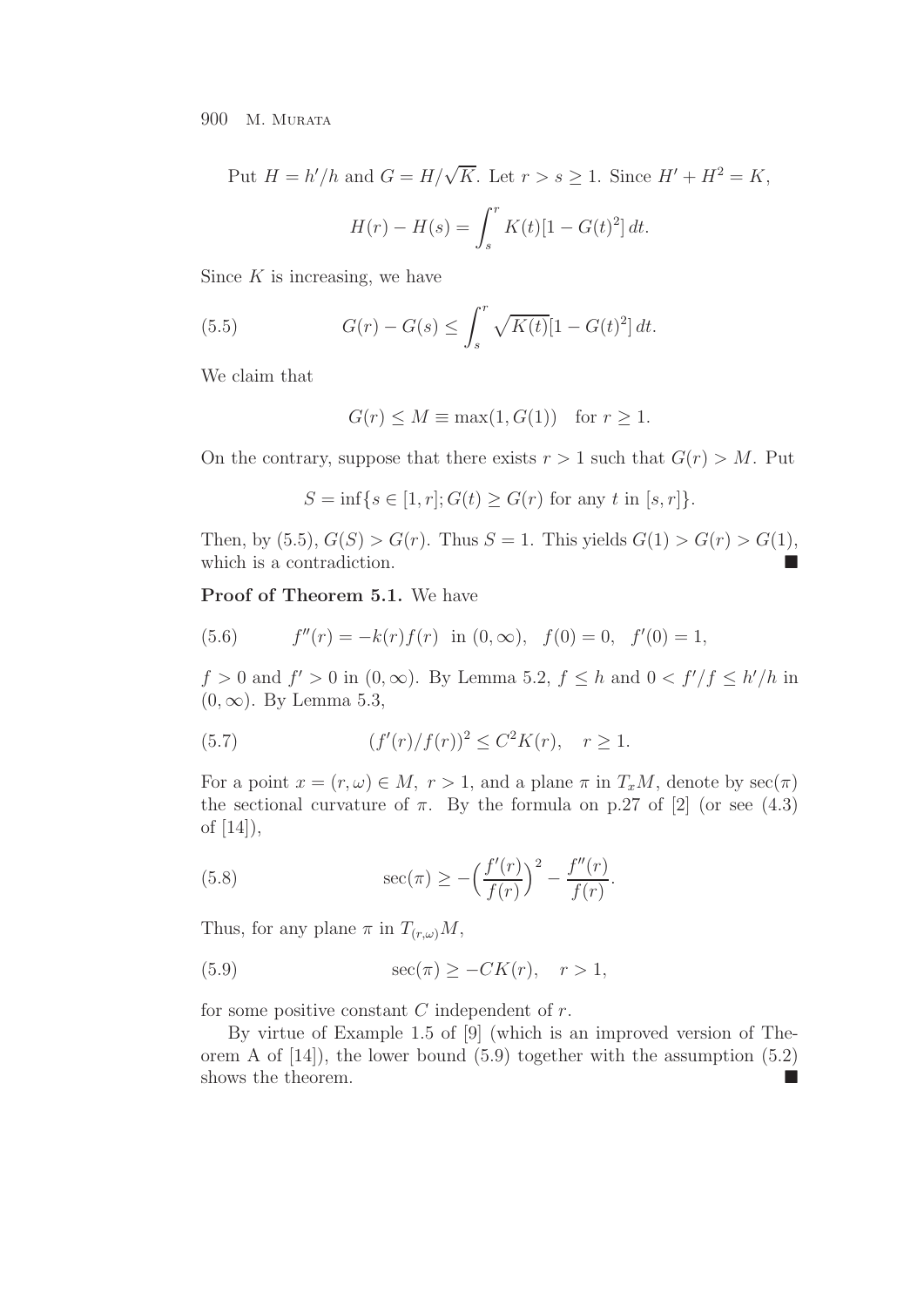Put $H = h'/h$ and $G = H/\sqrt{K}$. Let $r > s \geq 1$. Since $H' + H^2 = K$,

$$H(r) - H(s) = \int_s^r K(t)[1 - G(t)^2]\, dt.$$

Since $K$ is increasing, we have

$$G(r) - G(s) \leq \int_s^r \sqrt{K(t)}[1 - G(t)^2]\, dt. \tag{5.5}$$

We claim that

$$G(r) \leq M \equiv \max(1, G(1)) \quad \text{for } r \geq 1.$$

On the contrary, suppose that there exists $r > 1$ such that $G(r) > M$. Put

$$S = \inf\{s \in [1, r]; G(t) \geq G(r) \text{ for any } t \text{ in } [s, r]\}.$$

Then, by (5.5), $G(S) > G(r)$. Thus $S = 1$. This yields $G(1) > G(r) > G(1)$, which is a contradiction. ∎

**Proof of Theorem 5.1.** We have

$$f''(r) = -k(r)f(r) \quad \text{in } (0, \infty), \quad f(0) = 0, \quad f'(0) = 1, \tag{5.6}$$

$f > 0$ and $f' > 0$ in $(0, \infty)$. By Lemma 5.2, $f \leq h$ and $0 < f'/f \leq h'/h$ in $(0, \infty)$. By Lemma 5.3,

$$(f'(r)/f(r))^2 \leq C^2 K(r), \quad r \geq 1. \tag{5.7}$$

For a point $x = (r, \omega) \in M$, $r > 1$, and a plane $\pi$ in $T_x M$, denote by $\sec(\pi)$ the sectional curvature of $\pi$. By the formula on p.27 of [2] (or see (4.3) of [14]),

$$\sec(\pi) \geq -\Big(\frac{f'(r)}{f(r)}\Big)^2 - \frac{f''(r)}{f(r)}. \tag{5.8}$$

Thus, for any plane $\pi$ in $T_{(r,\omega)}M$,

$$\sec(\pi) \geq -CK(r), \quad r > 1, \tag{5.9}$$

for some positive constant $C$ independent of $r$.

By virtue of Example 1.5 of [9] (which is an improved version of Theorem A of [14]), the lower bound (5.9) together with the assumption (5.2) shows the theorem. ∎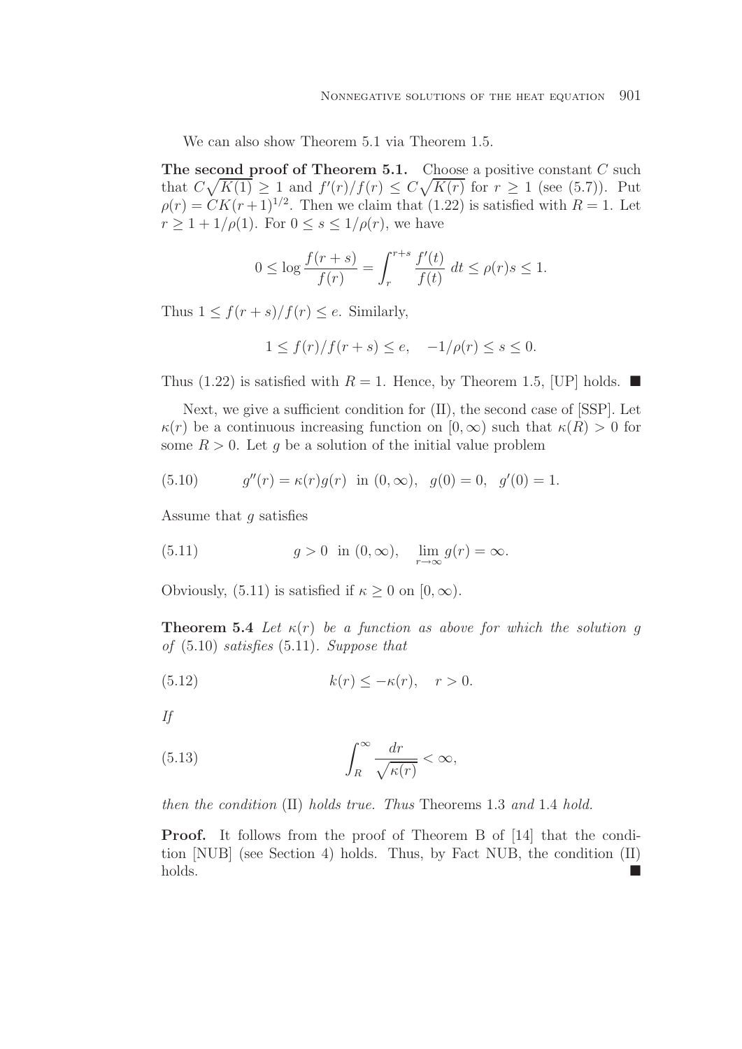We can also show Theorem 5.1 via Theorem 1.5.

**The second proof of Theorem 5.1.** Choose a positive constant $C$ such that $C\sqrt{K(1)} \geq 1$ and $f'(r)/f(r) \leq C\sqrt{K(r)}$ for $r \geq 1$ (see (5.7)). Put $\rho(r) = CK(r+1)^{1/2}$. Then we claim that (1.22) is satisfied with $R = 1$. Let $r \geq 1 + 1/\rho(1)$. For $0 \leq s \leq 1/\rho(r)$, we have

$$0 \leq \log \frac{f(r+s)}{f(r)} = \int_r^{r+s} \frac{f'(t)}{f(t)}\, dt \leq \rho(r)s \leq 1.$$

Thus $1 \leq f(r+s)/f(r) \leq e$. Similarly,

$$1 \leq f(r)/f(r+s) \leq e, \quad -1/\rho(r) \leq s \leq 0.$$

Thus (1.22) is satisfied with $R = 1$. Hence, by Theorem 1.5, [UP] holds. ■

Next, we give a sufficient condition for (II), the second case of [SSP]. Let $\kappa(r)$ be a continuous increasing function on $[0, \infty)$ such that $\kappa(R) > 0$ for some $R > 0$. Let $g$ be a solution of the initial value problem

$$g''(r) = \kappa(r)g(r) \ \text{ in } (0, \infty), \ \ g(0) = 0, \ \ g'(0) = 1. \tag{5.10}$$

Assume that $g$ satisfies

$$g > 0 \ \text{ in } (0, \infty), \quad \lim_{r \to \infty} g(r) = \infty. \tag{5.11}$$

Obviously, (5.11) is satisfied if $\kappa \geq 0$ on $[0, \infty)$.

**Theorem 5.4** *Let $\kappa(r)$ be a function as above for which the solution $g$ of* (5.10) *satisfies* (5.11)*. Suppose that*

$$k(r) \leq -\kappa(r), \quad r > 0. \tag{5.12}$$

*If*

$$\int_R^\infty \frac{dr}{\sqrt{\kappa(r)}} < \infty, \tag{5.13}$$

*then the condition* (II) *holds true. Thus* Theorems 1.3 *and* 1.4 *hold.*

**Proof.** It follows from the proof of Theorem B of [14] that the condition [NUB] (see Section 4) holds. Thus, by Fact NUB, the condition (II) holds. ■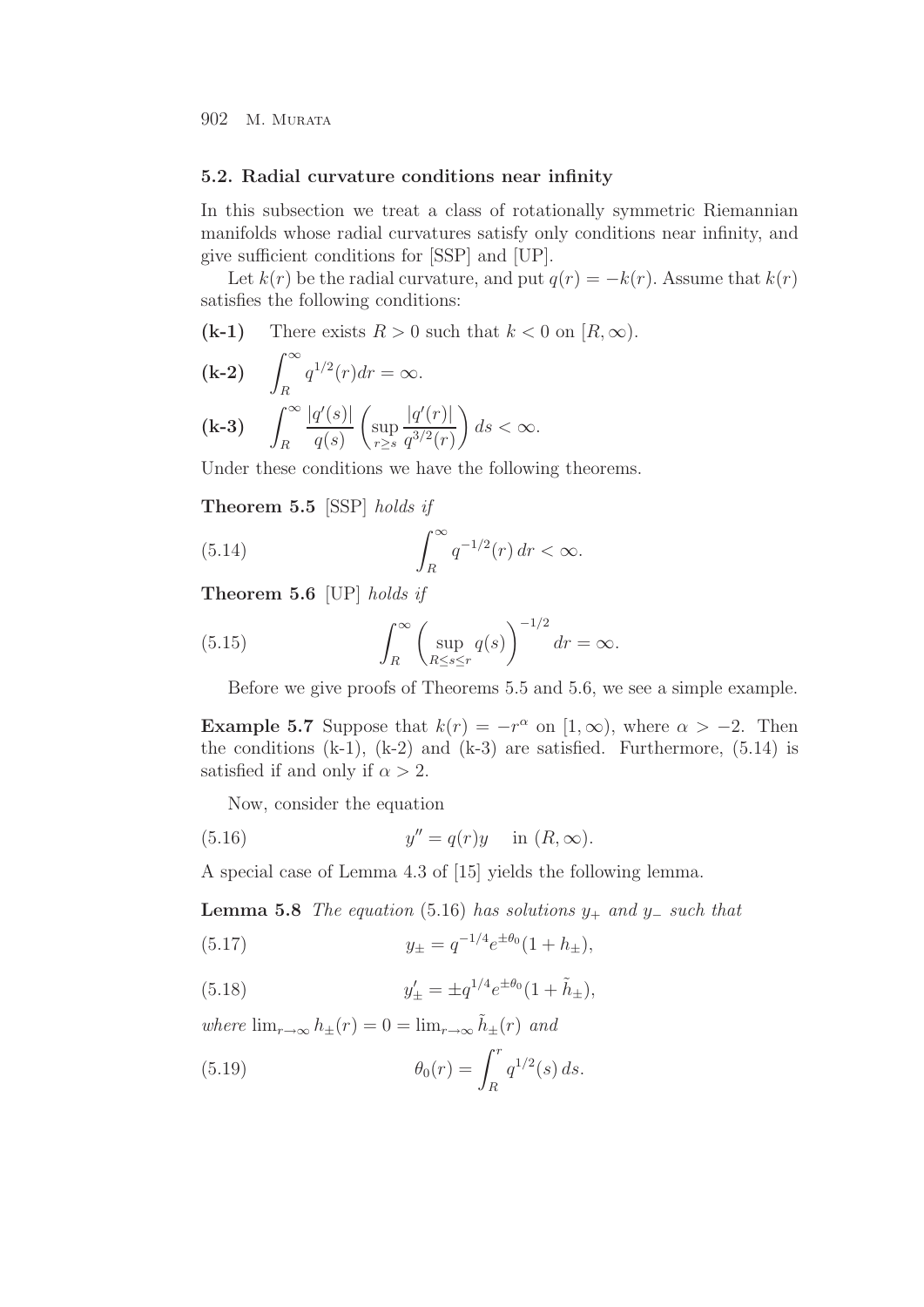### 5.2. Radial curvature conditions near infinity

In this subsection we treat a class of rotationally symmetric Riemannian manifolds whose radial curvatures satisfy only conditions near infinity, and give sufficient conditions for [SSP] and [UP].

Let $k(r)$ be the radial curvature, and put $q(r) = -k(r)$. Assume that $k(r)$ satisfies the following conditions:

**(k-1)** There exists $R > 0$ such that $k < 0$ on $[R, \infty)$.

**(k-2)** $\displaystyle\int_R^\infty q^{1/2}(r)dr = \infty.$

**(k-3)** $\displaystyle\int_R^\infty \frac{|q'(s)|}{q(s)} \left( \sup_{r \geq s} \frac{|q'(r)|}{q^{3/2}(r)} \right) ds < \infty.$

Under these conditions we have the following theorems.

**Theorem 5.5** [SSP] *holds if*

$$\int_R^\infty q^{-1/2}(r)\, dr < \infty. \tag{5.14}$$

**Theorem 5.6** [UP] *holds if*

$$\int_R^\infty \left( \sup_{R \leq s \leq r} q(s) \right)^{-1/2} dr = \infty. \tag{5.15}$$

Before we give proofs of Theorems 5.5 and 5.6, we see a simple example.

**Example 5.7** Suppose that $k(r) = -r^\alpha$ on $[1, \infty)$, where $\alpha > -2$. Then the conditions (k-1), (k-2) and (k-3) are satisfied. Furthermore, (5.14) is satisfied if and only if $\alpha > 2$.

Now, consider the equation

$$y'' = q(r)y \quad \text{in } (R, \infty). \tag{5.16}$$

A special case of Lemma 4.3 of [15] yields the following lemma.

**Lemma 5.8** *The equation* (5.16) *has solutions $y_+$ and $y_-$ such that*

$$y_\pm = q^{-1/4} e^{\pm\theta_0}(1 + h_\pm), \tag{5.17}$$

$$y'_\pm = \pm q^{1/4} e^{\pm\theta_0}(1 + \tilde{h}_\pm), \tag{5.18}$$

*where* $\lim_{r\to\infty} h_\pm(r) = 0 = \lim_{r\to\infty} \tilde{h}_\pm(r)$ *and*

$$\theta_0(r) = \int_R^r q^{1/2}(s)\, ds. \tag{5.19}$$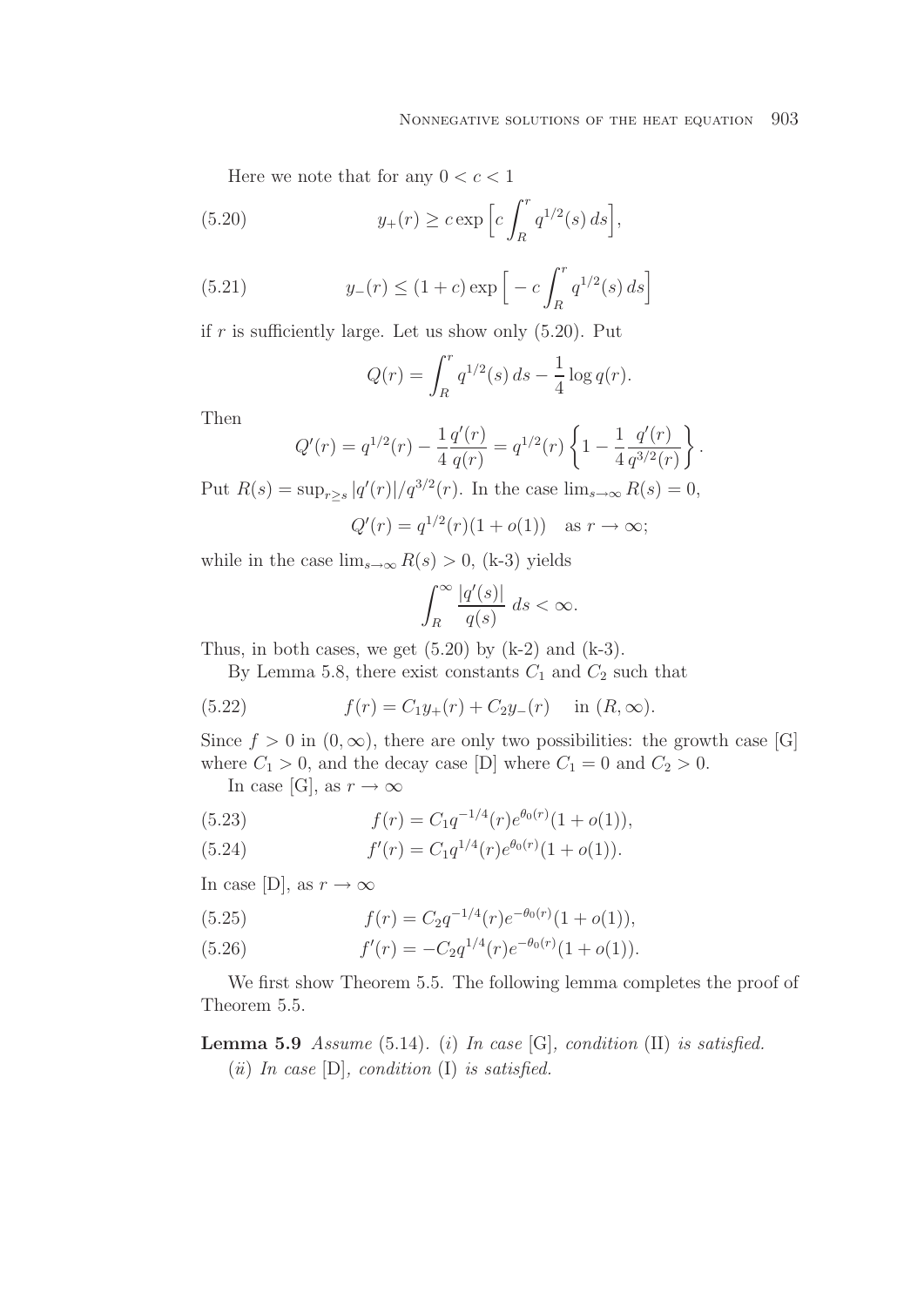Here we note that for any $0 < c < 1$

$$y_+(r) \geq c \exp\Big[c \int_R^r q^{1/2}(s)\, ds\Big], \tag{5.20}$$

$$y_-(r) \leq (1+c) \exp\Big[-c \int_R^r q^{1/2}(s)\, ds\Big] \tag{5.21}$$

if $r$ is sufficiently large. Let us show only (5.20). Put

$$Q(r) = \int_R^r q^{1/2}(s)\, ds - \frac{1}{4} \log q(r).$$

Then

$$Q'(r) = q^{1/2}(r) - \frac{1}{4}\frac{q'(r)}{q(r)} = q^{1/2}(r)\left\{1 - \frac{1}{4}\frac{q'(r)}{q^{3/2}(r)}\right\}.$$

Put $R(s) = \sup_{r \geq s} |q'(r)|/q^{3/2}(r)$. In the case $\lim_{s\to\infty} R(s) = 0$,

$$Q'(r) = q^{1/2}(r)(1 + o(1)) \quad \text{as } r \to \infty;$$

while in the case $\lim_{s\to\infty} R(s) > 0$, (k-3) yields

$$\int_R^\infty \frac{|q'(s)|}{q(s)}\, ds < \infty.$$

Thus, in both cases, we get (5.20) by (k-2) and (k-3).

By Lemma 5.8, there exist constants $C_1$ and $C_2$ such that

$$f(r) = C_1 y_+(r) + C_2 y_-(r) \quad \text{in } (R, \infty). \tag{5.22}$$

Since $f > 0$ in $(0, \infty)$, there are only two possibilities: the growth case [G] where $C_1 > 0$, and the decay case [D] where $C_1 = 0$ and $C_2 > 0$.

In case [G], as $r \to \infty$

$$f(r) = C_1 q^{-1/4}(r) e^{\theta_0(r)}(1 + o(1)), \tag{5.23}$$

$$f'(r) = C_1 q^{1/4}(r) e^{\theta_0(r)}(1 + o(1)). \tag{5.24}$$

In case [D], as $r \to \infty$

$$f(r) = C_2 q^{-1/4}(r) e^{-\theta_0(r)}(1 + o(1)), \tag{5.25}$$

$$f'(r) = -C_2 q^{1/4}(r) e^{-\theta_0(r)}(1 + o(1)). \tag{5.26}$$

We first show Theorem 5.5. The following lemma completes the proof of Theorem 5.5.

**Lemma 5.9** *Assume* (5.14). (*i*) *In case* [G], *condition* (II) *is satisfied.*
(*ii*) *In case* [D], *condition* (I) *is satisfied.*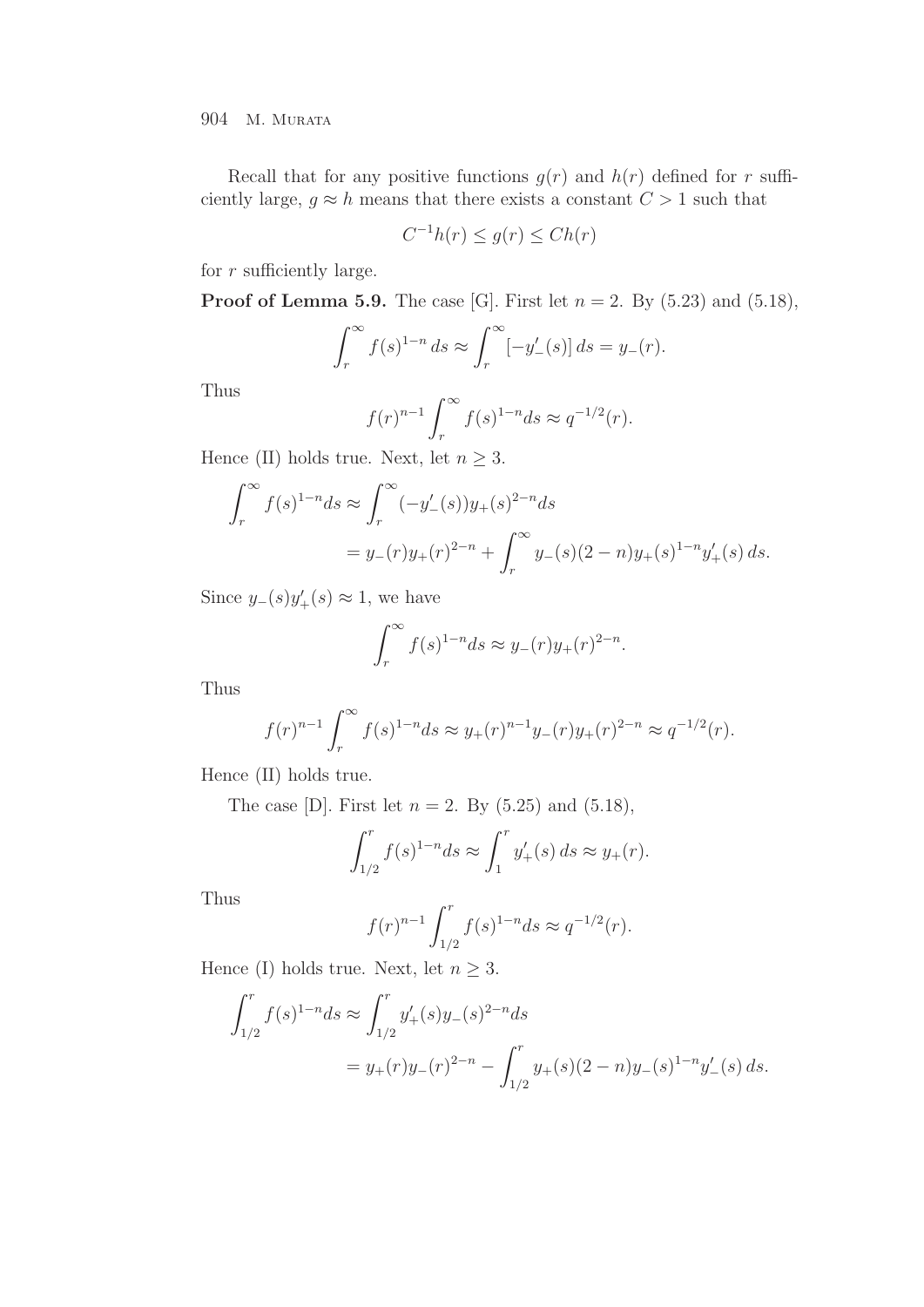Recall that for any positive functions $g(r)$ and $h(r)$ defined for $r$ sufficiently large, $g \approx h$ means that there exists a constant $C > 1$ such that

$$C^{-1}h(r) \le g(r) \le Ch(r)$$

for $r$ sufficiently large.

**Proof of Lemma 5.9.** The case [G]. First let $n = 2$. By (5.23) and (5.18),

$$\int_r^\infty f(s)^{1-n}\,ds \approx \int_r^\infty [-y_-'(s)]\,ds = y_-(r).$$

Thus

$$f(r)^{n-1}\int_r^\infty f(s)^{1-n}ds \approx q^{-1/2}(r).$$

Hence (II) holds true. Next, let $n \ge 3$.

$$\begin{aligned}\int_r^\infty f(s)^{1-n}ds &\approx \int_r^\infty (-y_-'(s))y_+(s)^{2-n}ds\\ &= y_-(r)y_+(r)^{2-n} + \int_r^\infty y_-(s)(2-n)y_+(s)^{1-n}y_+'(s)\,ds.\end{aligned}$$

Since $y_-(s)y_+'(s) \approx 1$, we have

$$\int_r^\infty f(s)^{1-n}ds \approx y_-(r)y_+(r)^{2-n}.$$

Thus

$$f(r)^{n-1}\int_r^\infty f(s)^{1-n}ds \approx y_+(r)^{n-1}y_-(r)y_+(r)^{2-n} \approx q^{-1/2}(r).$$

Hence (II) holds true.

The case [D]. First let $n = 2$. By (5.25) and (5.18),

$$\int_{1/2}^r f(s)^{1-n}ds \approx \int_1^r y_+'(s)\,ds \approx y_+(r).$$

Thus

$$f(r)^{n-1}\int_{1/2}^r f(s)^{1-n}ds \approx q^{-1/2}(r).$$

Hence (I) holds true. Next, let $n \ge 3$.

$$\begin{aligned}\int_{1/2}^r f(s)^{1-n}ds &\approx \int_{1/2}^r y_+'(s)y_-(s)^{2-n}ds\\ &= y_+(r)y_-(r)^{2-n} - \int_{1/2}^r y_+(s)(2-n)y_-(s)^{1-n}y_-'(s)\,ds.\end{aligned}$$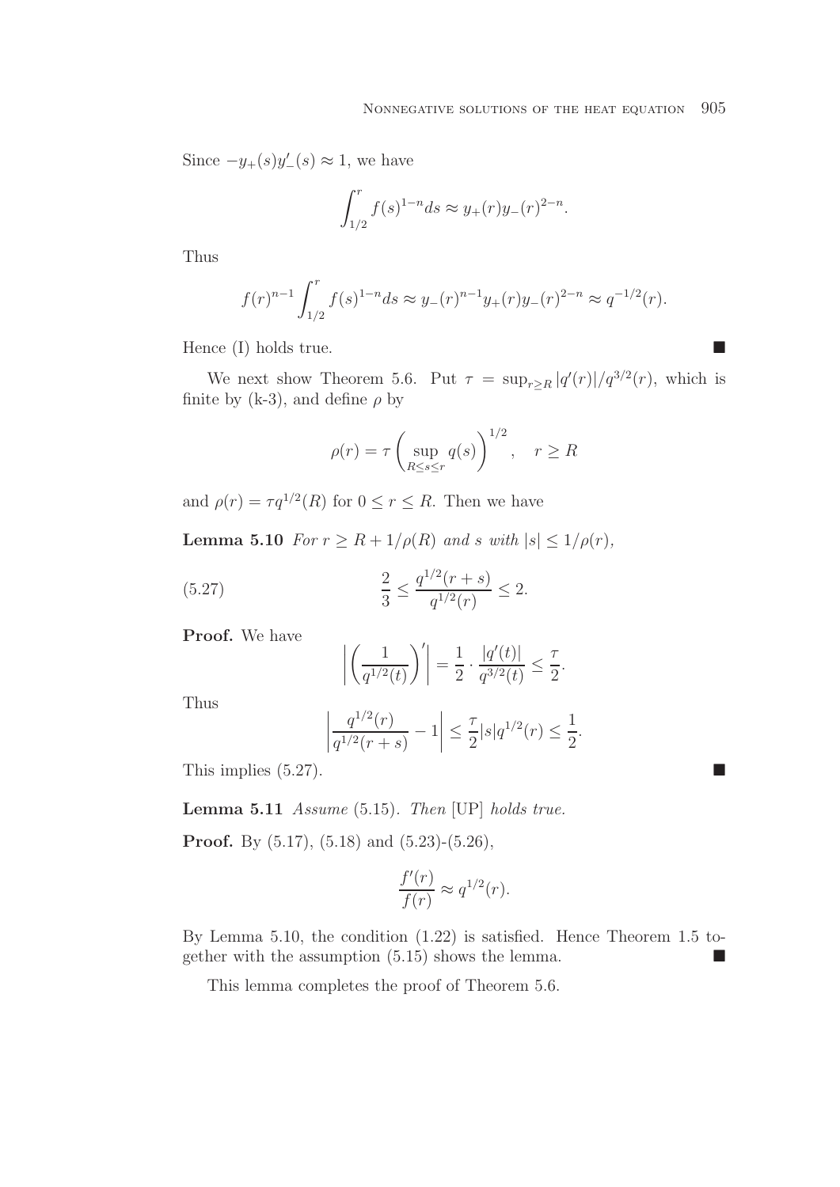Since $-y_+(s)y_-'(s) \approx 1$, we have

$$\int_{1/2}^{r} f(s)^{1-n} ds \approx y_+(r)y_-(r)^{2-n}.$$

Thus

$$f(r)^{n-1} \int_{1/2}^{r} f(s)^{1-n} ds \approx y_-(r)^{n-1} y_+(r) y_-(r)^{2-n} \approx q^{-1/2}(r).$$

Hence (I) holds true. ■

We next show Theorem 5.6. Put $\tau = \sup_{r \geq R} |q'(r)|/q^{3/2}(r)$, which is finite by (k-3), and define $\rho$ by

$$\rho(r) = \tau \left( \sup_{R \leq s \leq r} q(s) \right)^{1/2}, \quad r \geq R$$

and $\rho(r) = \tau q^{1/2}(R)$ for $0 \leq r \leq R$. Then we have

**Lemma 5.10** *For $r \geq R + 1/\rho(R)$ and $s$ with $|s| \leq 1/\rho(r)$,*

$$\frac{2}{3} \leq \frac{q^{1/2}(r+s)}{q^{1/2}(r)} \leq 2. \tag{5.27}$$

**Proof.** We have

$$\left| \left( \frac{1}{q^{1/2}(t)} \right)' \right| = \frac{1}{2} \cdot \frac{|q'(t)|}{q^{3/2}(t)} \leq \frac{\tau}{2}.$$

Thus

$$\left| \frac{q^{1/2}(r)}{q^{1/2}(r+s)} - 1 \right| \leq \frac{\tau}{2} |s| q^{1/2}(r) \leq \frac{1}{2}.$$

This implies (5.27). ■

**Lemma 5.11** *Assume* (5.15). *Then* [UP] *holds true.*

**Proof.** By (5.17), (5.18) and (5.23)-(5.26),

$$\frac{f'(r)}{f(r)} \approx q^{1/2}(r).$$

By Lemma 5.10, the condition (1.22) is satisfied. Hence Theorem 1.5 together with the assumption (5.15) shows the lemma. ■

This lemma completes the proof of Theorem 5.6.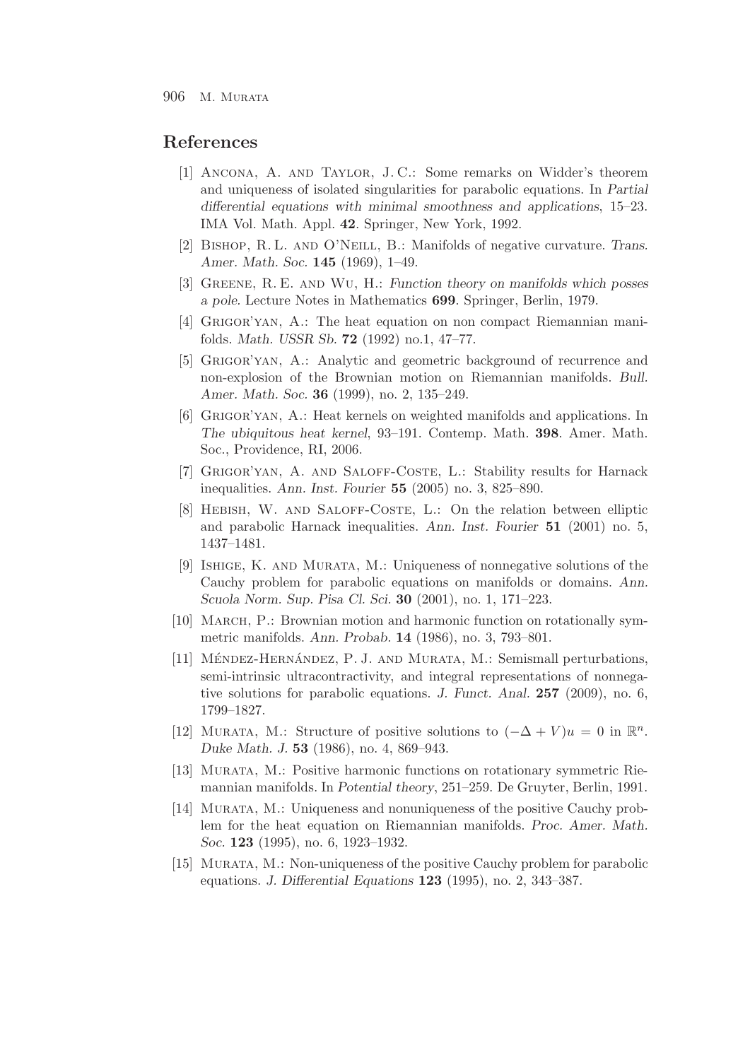## References

[1] Ancona, A. and Taylor, J. C.: Some remarks on Widder's theorem and uniqueness of isolated singularities for parabolic equations. In *Partial differential equations with minimal smoothness and applications*, 15–23. IMA Vol. Math. Appl. **42**. Springer, New York, 1992.

[2] Bishop, R. L. and O'Neill, B.: Manifolds of negative curvature. *Trans. Amer. Math. Soc.* **145** (1969), 1–49.

[3] Greene, R. E. and Wu, H.: *Function theory on manifolds which posses a pole*. Lecture Notes in Mathematics **699**. Springer, Berlin, 1979.

[4] Grigor'yan, A.: The heat equation on non compact Riemannian manifolds. *Math. USSR Sb.* **72** (1992) no.1, 47–77.

[5] Grigor'yan, A.: Analytic and geometric background of recurrence and non-explosion of the Brownian motion on Riemannian manifolds. *Bull. Amer. Math. Soc.* **36** (1999), no. 2, 135–249.

[6] Grigor'yan, A.: Heat kernels on weighted manifolds and applications. In *The ubiquitous heat kernel*, 93–191. Contemp. Math. **398**. Amer. Math. Soc., Providence, RI, 2006.

[7] Grigor'yan, A. and Saloff-Coste, L.: Stability results for Harnack inequalities. *Ann. Inst. Fourier* **55** (2005) no. 3, 825–890.

[8] Hebish, W. and Saloff-Coste, L.: On the relation between elliptic and parabolic Harnack inequalities. *Ann. Inst. Fourier* **51** (2001) no. 5, 1437–1481.

[9] Ishige, K. and Murata, M.: Uniqueness of nonnegative solutions of the Cauchy problem for parabolic equations on manifolds or domains. *Ann. Scuola Norm. Sup. Pisa Cl. Sci.* **30** (2001), no. 1, 171–223.

[10] March, P.: Brownian motion and harmonic function on rotationally symmetric manifolds. *Ann. Probab.* **14** (1986), no. 3, 793–801.

[11] Méndez-Hernández, P. J. and Murata, M.: Semismall perturbations, semi-intrinsic ultracontractivity, and integral representations of nonnegative solutions for parabolic equations. *J. Funct. Anal.* **257** (2009), no. 6, 1799–1827.

[12] Murata, M.: Structure of positive solutions to $(-\Delta + V)u = 0$ in $\mathbb{R}^n$. *Duke Math. J.* **53** (1986), no. 4, 869–943.

[13] Murata, M.: Positive harmonic functions on rotationary symmetric Riemannian manifolds. In *Potential theory*, 251–259. De Gruyter, Berlin, 1991.

[14] Murata, M.: Uniqueness and nonuniqueness of the positive Cauchy problem for the heat equation on Riemannian manifolds. *Proc. Amer. Math. Soc.* **123** (1995), no. 6, 1923–1932.

[15] Murata, M.: Non-uniqueness of the positive Cauchy problem for parabolic equations. *J. Differential Equations* **123** (1995), no. 2, 343–387.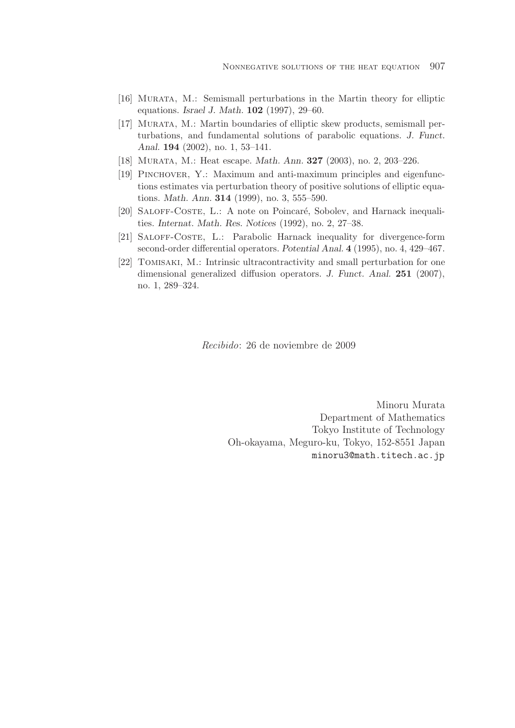[16] Murata, M.: Semismall perturbations in the Martin theory for elliptic equations. *Israel J. Math.* **102** (1997), 29–60.

[17] Murata, M.: Martin boundaries of elliptic skew products, semismall perturbations, and fundamental solutions of parabolic equations. *J. Funct. Anal.* **194** (2002), no. 1, 53–141.

[18] Murata, M.: Heat escape. *Math. Ann.* **327** (2003), no. 2, 203–226.

[19] Pinchover, Y.: Maximum and anti-maximum principles and eigenfunctions estimates via perturbation theory of positive solutions of elliptic equations. *Math. Ann.* **314** (1999), no. 3, 555–590.

[20] Saloff-Coste, L.: A note on Poincaré, Sobolev, and Harnack inequalities. *Internat. Math. Res. Notices* (1992), no. 2, 27–38.

[21] Saloff-Coste, L.: Parabolic Harnack inequality for divergence-form second-order differential operators. *Potential Anal.* **4** (1995), no. 4, 429–467.

[22] Tomisaki, M.: Intrinsic ultracontractivity and small perturbation for one dimensional generalized diffusion operators. *J. Funct. Anal.* **251** (2007), no. 1, 289–324.

*Recibido*: 26 de noviembre de 2009

Minoru Murata
Department of Mathematics
Tokyo Institute of Technology
Oh-okayama, Meguro-ku, Tokyo, 152-8551 Japan
minoru3@math.titech.ac.jp